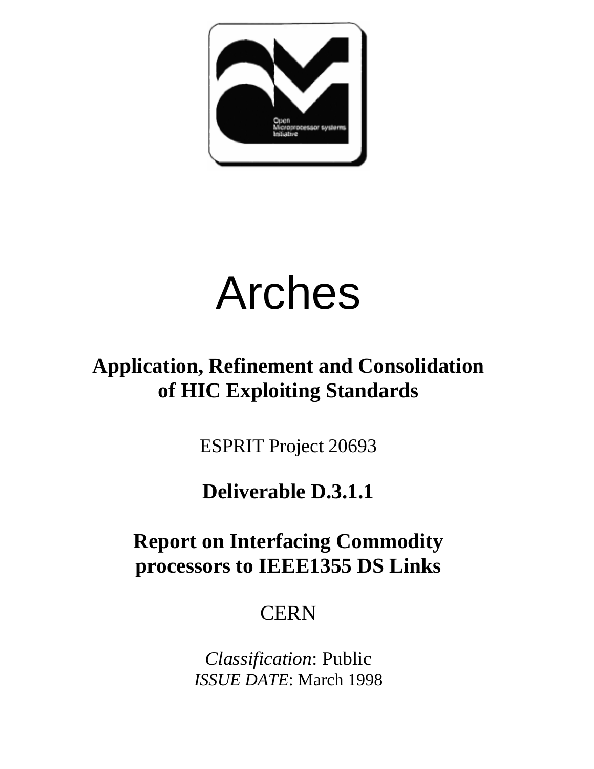Open
Microprocessor systems
Initiative

# Arches

## Application, Refinement and Consolidation of HIC Exploiting Standards

ESPRIT Project 20693

### Deliverable D.3.1.1

### Report on Interfacing Commodity processors to IEEE1355 DS Links

CERN

*Classification*: Public
*ISSUE DATE*: March 1998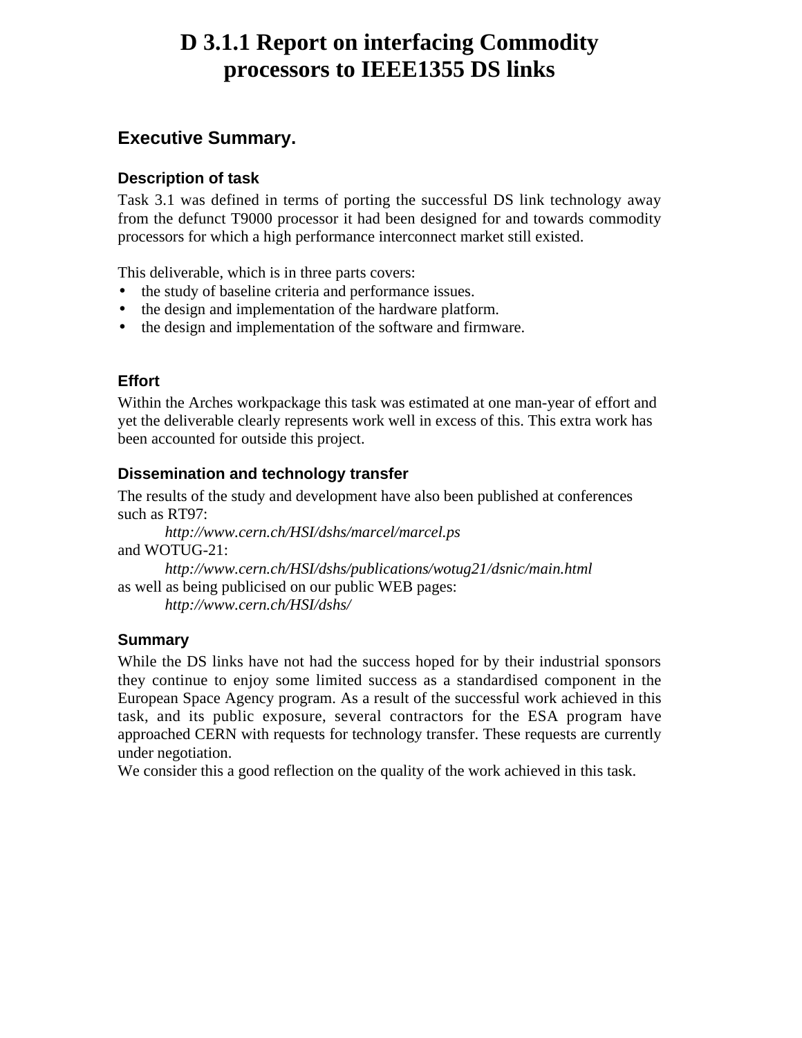# D 3.1.1 Report on interfacing Commodity processors to IEEE1355 DS links

## Executive Summary.

### Description of task

Task 3.1 was defined in terms of porting the successful DS link technology away from the defunct T9000 processor it had been designed for and towards commodity processors for which a high performance interconnect market still existed.

This deliverable, which is in three parts covers:

- the study of baseline criteria and performance issues.
- the design and implementation of the hardware platform.
- the design and implementation of the software and firmware.

### Effort

Within the Arches workpackage this task was estimated at one man-year of effort and yet the deliverable clearly represents work well in excess of this. This extra work has been accounted for outside this project.

### Dissemination and technology transfer

The results of the study and development have also been published at conferences such as RT97:

*http://www.cern.ch/HSI/dshs/marcel/marcel.ps*

and WOTUG-21:

*http://www.cern.ch/HSI/dshs/publications/wotug21/dsnic/main.html*

as well as being publicised on our public WEB pages:

*http://www.cern.ch/HSI/dshs/*

### Summary

While the DS links have not had the success hoped for by their industrial sponsors they continue to enjoy some limited success as a standardised component in the European Space Agency program. As a result of the successful work achieved in this task, and its public exposure, several contractors for the ESA program have approached CERN with requests for technology transfer. These requests are currently under negotiation.

We consider this a good reflection on the quality of the work achieved in this task.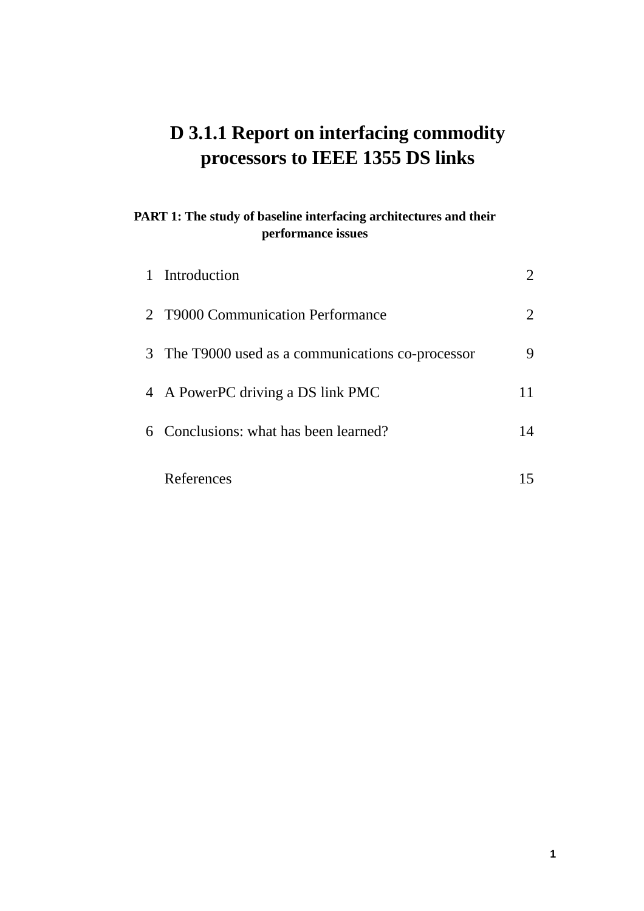# D 3.1.1 Report on interfacing commodity processors to IEEE 1355 DS links

**PART 1: The study of baseline interfacing architectures and their performance issues**

| | | |
|---|---|---|
| 1 | Introduction | 2 |
| 2 | T9000 Communication Performance | 2 |
| 3 | The T9000 used as a communications co-processor | 9 |
| 4 | A PowerPC driving a DS link PMC | 11 |
| 6 | Conclusions: what has been learned? | 14 |
| | References | 15 |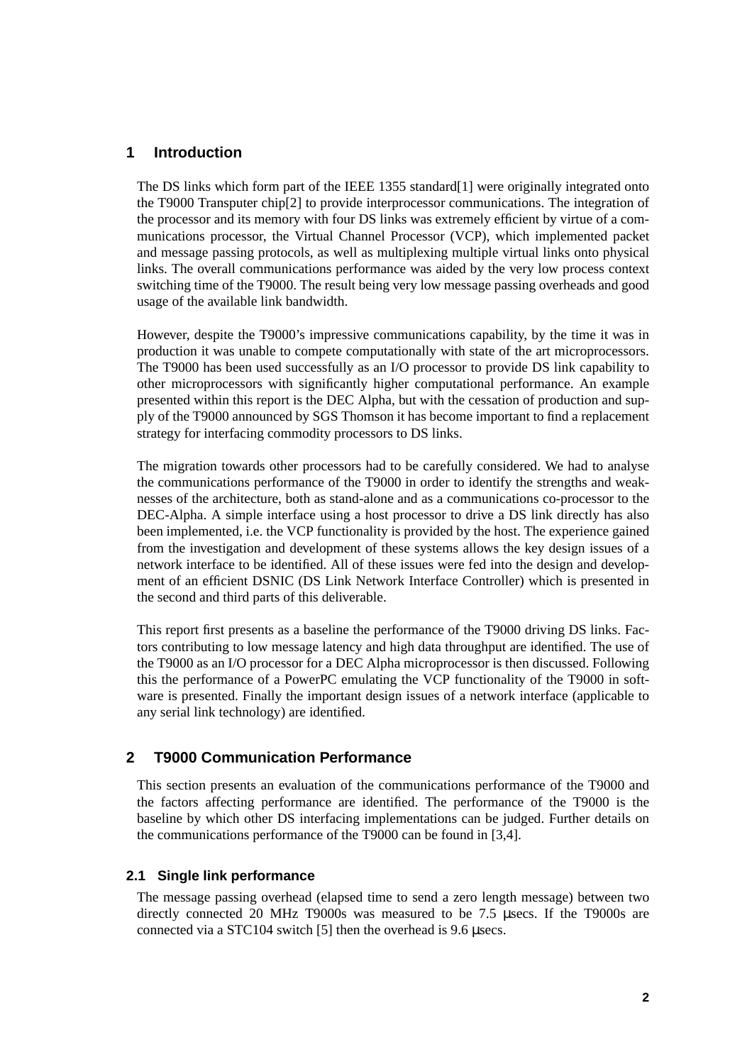# 1 Introduction

The DS links which form part of the IEEE 1355 standard[1] were originally integrated onto the T9000 Transputer chip[2] to provide interprocessor communications. The integration of the processor and its memory with four DS links was extremely efficient by virtue of a communications processor, the Virtual Channel Processor (VCP), which implemented packet and message passing protocols, as well as multiplexing multiple virtual links onto physical links. The overall communications performance was aided by the very low process context switching time of the T9000. The result being very low message passing overheads and good usage of the available link bandwidth.

However, despite the T9000's impressive communications capability, by the time it was in production it was unable to compete computationally with state of the art microprocessors. The T9000 has been used successfully as an I/O processor to provide DS link capability to other microprocessors with significantly higher computational performance. An example presented within this report is the DEC Alpha, but with the cessation of production and supply of the T9000 announced by SGS Thomson it has become important to find a replacement strategy for interfacing commodity processors to DS links.

The migration towards other processors had to be carefully considered. We had to analyse the communications performance of the T9000 in order to identify the strengths and weaknesses of the architecture, both as stand-alone and as a communications co-processor to the DEC-Alpha. A simple interface using a host processor to drive a DS link directly has also been implemented, i.e. the VCP functionality is provided by the host. The experience gained from the investigation and development of these systems allows the key design issues of a network interface to be identified. All of these issues were fed into the design and development of an efficient DSNIC (DS Link Network Interface Controller) which is presented in the second and third parts of this deliverable.

This report first presents as a baseline the performance of the T9000 driving DS links. Factors contributing to low message latency and high data throughput are identified. The use of the T9000 as an I/O processor for a DEC Alpha microprocessor is then discussed. Following this the performance of a PowerPC emulating the VCP functionality of the T9000 in software is presented. Finally the important design issues of a network interface (applicable to any serial link technology) are identified.

# 2 T9000 Communication Performance

This section presents an evaluation of the communications performance of the T9000 and the factors affecting performance are identified. The performance of the T9000 is the baseline by which other DS interfacing implementations can be judged. Further details on the communications performance of the T9000 can be found in [3,4].

## 2.1 Single link performance

The message passing overhead (elapsed time to send a zero length message) between two directly connected 20 MHz T9000s was measured to be 7.5 µsecs. If the T9000s are connected via a STC104 switch [5] then the overhead is 9.6 µsecs.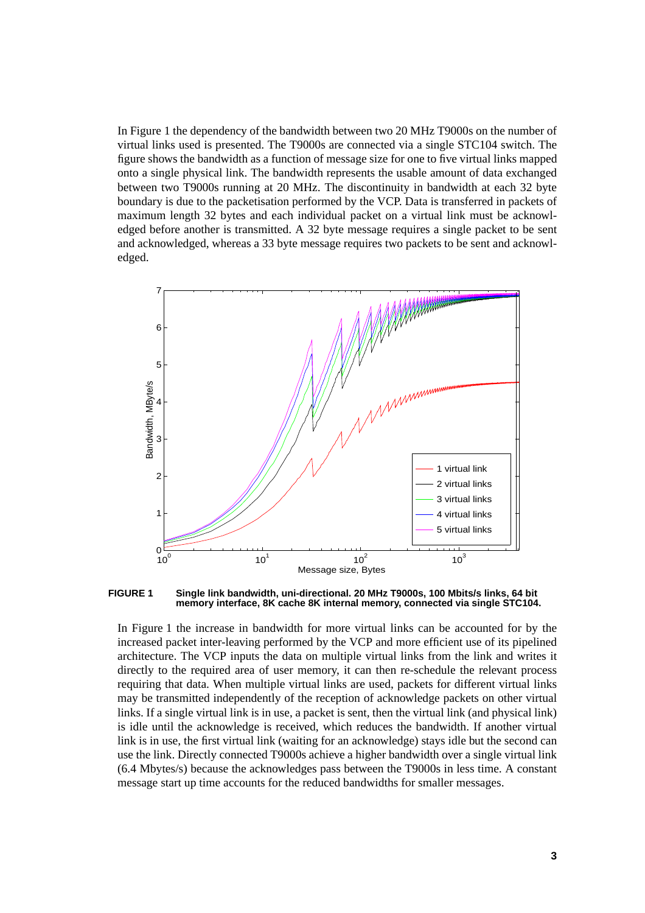In Figure 1 the dependency of the bandwidth between two 20 MHz T9000s on the number of virtual links used is presented. The T9000s are connected via a single STC104 switch. The figure shows the bandwidth as a function of message size for one to five virtual links mapped onto a single physical link. The bandwidth represents the usable amount of data exchanged between two T9000s running at 20 MHz. The discontinuity in bandwidth at each 32 byte boundary is due to the packetisation performed by the VCP. Data is transferred in packets of maximum length 32 bytes and each individual packet on a virtual link must be acknowledged before another is transmitted. A 32 byte message requires a single packet to be sent and acknowledged, whereas a 33 byte message requires two packets to be sent and acknowledged.

**FIGURE 1** **Single link bandwidth, uni-directional. 20 MHz T9000s, 100 Mbits/s links, 64 bit memory interface, 8K cache 8K internal memory, connected via single STC104.**

In Figure 1 the increase in bandwidth for more virtual links can be accounted for by the increased packet inter-leaving performed by the VCP and more efficient use of its pipelined architecture. The VCP inputs the data on multiple virtual links from the link and writes it directly to the required area of user memory, it can then re-schedule the relevant process requiring that data. When multiple virtual links are used, packets for different virtual links may be transmitted independently of the reception of acknowledge packets on other virtual links. If a single virtual link is in use, a packet is sent, then the virtual link (and physical link) is idle until the acknowledge is received, which reduces the bandwidth. If another virtual link is in use, the first virtual link (waiting for an acknowledge) stays idle but the second can use the link. Directly connected T9000s achieve a higher bandwidth over a single virtual link (6.4 Mbytes/s) because the acknowledges pass between the T9000s in less time. A constant message start up time accounts for the reduced bandwidths for smaller messages.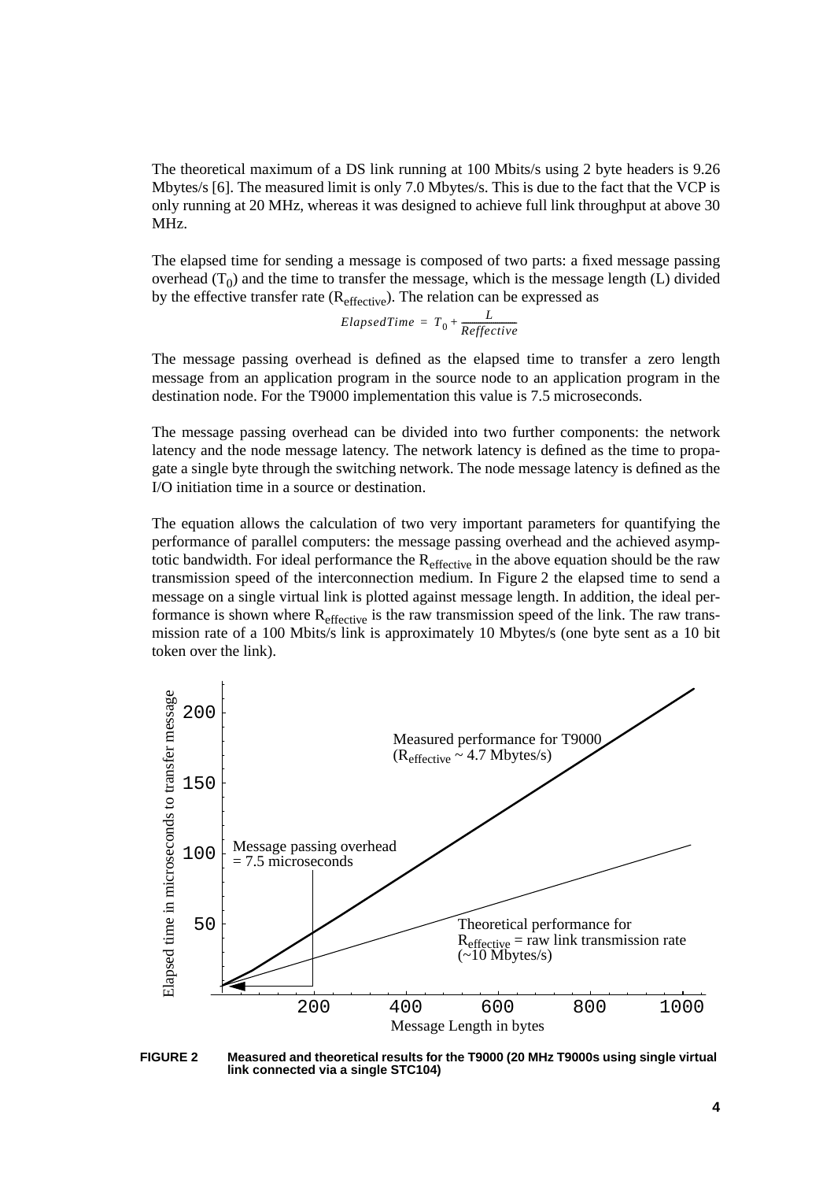The theoretical maximum of a DS link running at 100 Mbits/s using 2 byte headers is 9.26 Mbytes/s [6]. The measured limit is only 7.0 Mbytes/s. This is due to the fact that the VCP is only running at 20 MHz, whereas it was designed to achieve full link throughput at above 30 MHz.

The elapsed time for sending a message is composed of two parts: a fixed message passing overhead ($T_0$) and the time to transfer the message, which is the message length (L) divided by the effective transfer rate ($R_{effective}$). The relation can be expressed as

$$ElapsedTime = T_0 + \frac{L}{Reffective}$$

The message passing overhead is defined as the elapsed time to transfer a zero length message from an application program in the source node to an application program in the destination node. For the T9000 implementation this value is 7.5 microseconds.

The message passing overhead can be divided into two further components: the network latency and the node message latency. The network latency is defined as the time to propagate a single byte through the switching network. The node message latency is defined as the I/O initiation time in a source or destination.

The equation allows the calculation of two very important parameters for quantifying the performance of parallel computers: the message passing overhead and the achieved asymptotic bandwidth. For ideal performance the $R_{effective}$ in the above equation should be the raw transmission speed of the interconnection medium. In Figure 2 the elapsed time to send a message on a single virtual link is plotted against message length. In addition, the ideal performance is shown where $R_{effective}$ is the raw transmission speed of the link. The raw transmission rate of a 100 Mbits/s link is approximately 10 Mbytes/s (one byte sent as a 10 bit token over the link).

**FIGURE 2** **Measured and theoretical results for the T9000 (20 MHz T9000s using single virtual link connected via a single STC104)**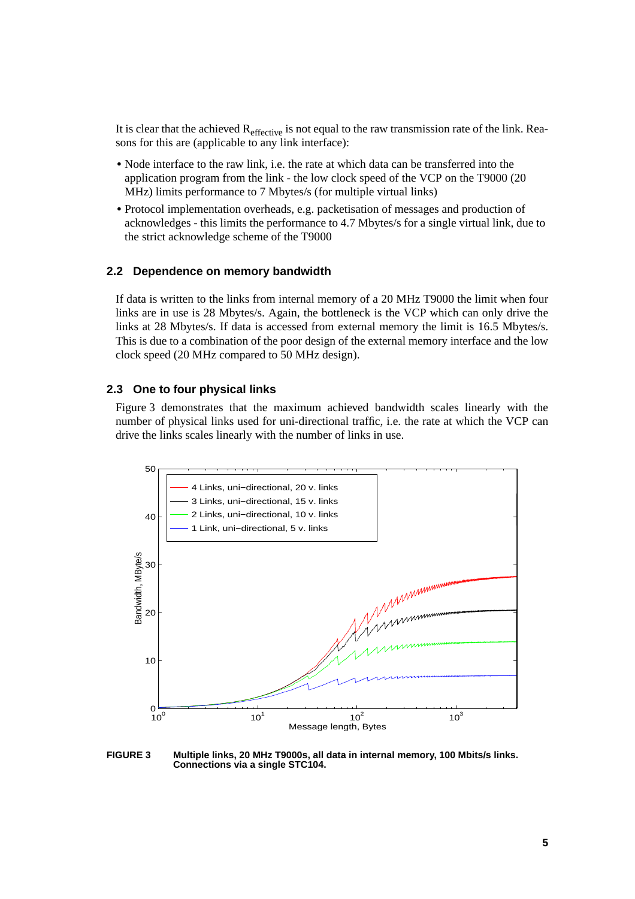It is clear that the achieved $R_{effective}$ is not equal to the raw transmission rate of the link. Reasons for this are (applicable to any link interface):

- Node interface to the raw link, i.e. the rate at which data can be transferred into the application program from the link - the low clock speed of the VCP on the T9000 (20 MHz) limits performance to 7 Mbytes/s (for multiple virtual links)
- Protocol implementation overheads, e.g. packetisation of messages and production of acknowledges - this limits the performance to 4.7 Mbytes/s for a single virtual link, due to the strict acknowledge scheme of the T9000

## 2.2 Dependence on memory bandwidth

If data is written to the links from internal memory of a 20 MHz T9000 the limit when four links are in use is 28 Mbytes/s. Again, the bottleneck is the VCP which can only drive the links at 28 Mbytes/s. If data is accessed from external memory the limit is 16.5 Mbytes/s. This is due to a combination of the poor design of the external memory interface and the low clock speed (20 MHz compared to 50 MHz design).

## 2.3 One to four physical links

Figure 3 demonstrates that the maximum achieved bandwidth scales linearly with the number of physical links used for uni-directional traffic, i.e. the rate at which the VCP can drive the links scales linearly with the number of links in use.

**FIGURE 3** **Multiple links, 20 MHz T9000s, all data in internal memory, 100 Mbits/s links. Connections via a single STC104.**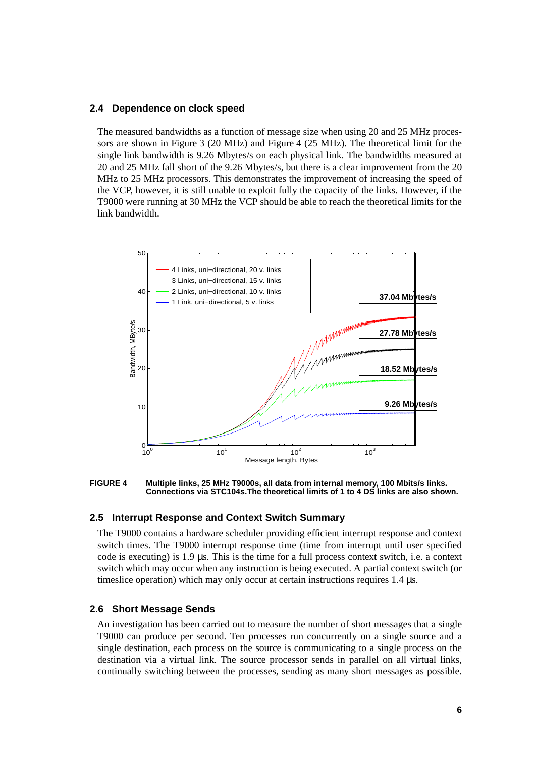## 2.4 Dependence on clock speed

The measured bandwidths as a function of message size when using 20 and 25 MHz processors are shown in Figure 3 (20 MHz) and Figure 4 (25 MHz). The theoretical limit for the single link bandwidth is 9.26 Mbytes/s on each physical link. The bandwidths measured at 20 and 25 MHz fall short of the 9.26 Mbytes/s, but there is a clear improvement from the 20 MHz to 25 MHz processors. This demonstrates the improvement of increasing the speed of the VCP, however, it is still unable to exploit fully the capacity of the links. However, if the T9000 were running at 30 MHz the VCP should be able to reach the theoretical limits for the link bandwidth.

**FIGURE 4** **Multiple links, 25 MHz T9000s, all data from internal memory, 100 Mbits/s links. Connections via STC104s.The theoretical limits of 1 to 4 DS links are also shown.**

## 2.5 Interrupt Response and Context Switch Summary

The T9000 contains a hardware scheduler providing efficient interrupt response and context switch times. The T9000 interrupt response time (time from interrupt until user specified code is executing) is 1.9 µs. This is the time for a full process context switch, i.e. a context switch which may occur when any instruction is being executed. A partial context switch (or timeslice operation) which may only occur at certain instructions requires 1.4 µs.

## 2.6 Short Message Sends

An investigation has been carried out to measure the number of short messages that a single T9000 can produce per second. Ten processes run concurrently on a single source and a single destination, each process on the source is communicating to a single process on the destination via a virtual link. The source processor sends in parallel on all virtual links, continually switching between the processes, sending as many short messages as possible.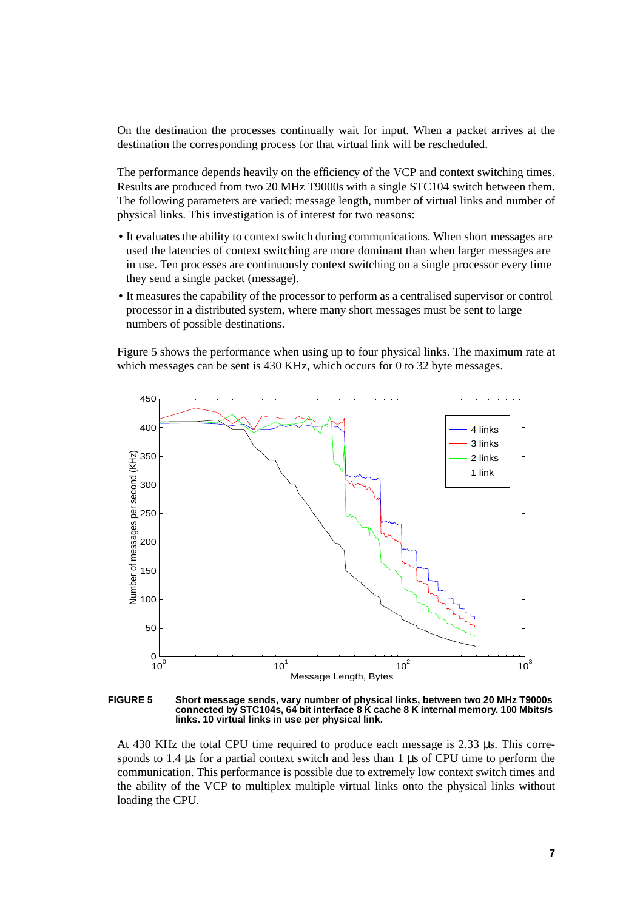On the destination the processes continually wait for input. When a packet arrives at the destination the corresponding process for that virtual link will be rescheduled.

The performance depends heavily on the efficiency of the VCP and context switching times. Results are produced from two 20 MHz T9000s with a single STC104 switch between them. The following parameters are varied: message length, number of virtual links and number of physical links. This investigation is of interest for two reasons:

- It evaluates the ability to context switch during communications. When short messages are used the latencies of context switching are more dominant than when larger messages are in use. Ten processes are continuously context switching on a single processor every time they send a single packet (message).
- It measures the capability of the processor to perform as a centralised supervisor or control processor in a distributed system, where many short messages must be sent to large numbers of possible destinations.

Figure 5 shows the performance when using up to four physical links. The maximum rate at which messages can be sent is 430 KHz, which occurs for 0 to 32 byte messages.

**FIGURE 5** **Short message sends, vary number of physical links, between two 20 MHz T9000s connected by STC104s, 64 bit interface 8 K cache 8 K internal memory. 100 Mbits/s links. 10 virtual links in use per physical link.**

At 430 KHz the total CPU time required to produce each message is 2.33 µs. This corresponds to 1.4 µs for a partial context switch and less than 1 µs of CPU time to perform the communication. This performance is possible due to extremely low context switch times and the ability of the VCP to multiplex multiple virtual links onto the physical links without loading the CPU.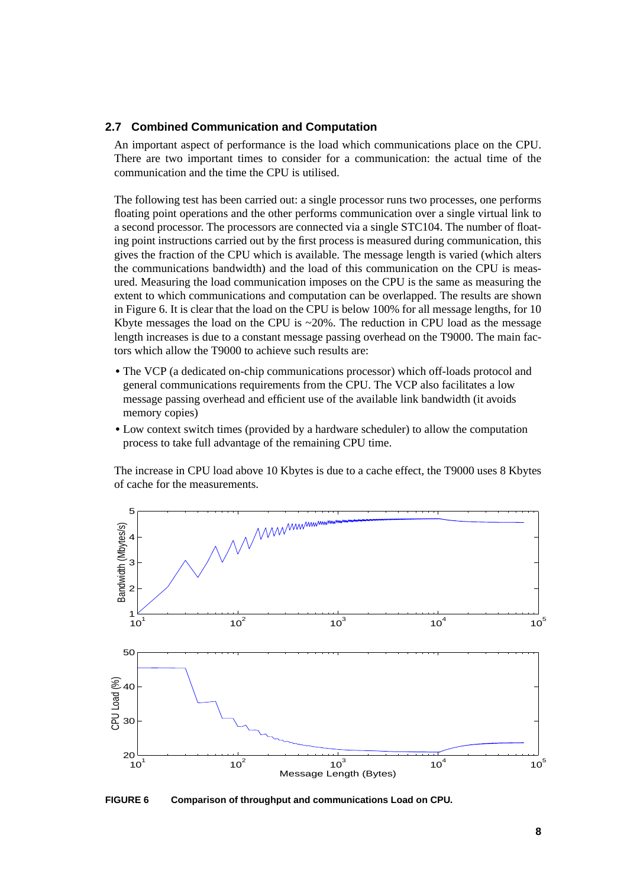### 2.7 Combined Communication and Computation

An important aspect of performance is the load which communications place on the CPU. There are two important times to consider for a communication: the actual time of the communication and the time the CPU is utilised.

The following test has been carried out: a single processor runs two processes, one performs floating point operations and the other performs communication over a single virtual link to a second processor. The processors are connected via a single STC104. The number of floating point instructions carried out by the first process is measured during communication, this gives the fraction of the CPU which is available. The message length is varied (which alters the communications bandwidth) and the load of this communication on the CPU is measured. Measuring the load communication imposes on the CPU is the same as measuring the extent to which communications and computation can be overlapped. The results are shown in Figure 6. It is clear that the load on the CPU is below 100% for all message lengths, for 10 Kbyte messages the load on the CPU is ~20%. The reduction in CPU load as the message length increases is due to a constant message passing overhead on the T9000. The main factors which allow the T9000 to achieve such results are:

- The VCP (a dedicated on-chip communications processor) which off-loads protocol and general communications requirements from the CPU. The VCP also facilitates a low message passing overhead and efficient use of the available link bandwidth (it avoids memory copies)
- Low context switch times (provided by a hardware scheduler) to allow the computation process to take full advantage of the remaining CPU time.

The increase in CPU load above 10 Kbytes is due to a cache effect, the T9000 uses 8 Kbytes of cache for the measurements.

**FIGURE 6** **Comparison of throughput and communications Load on CPU.**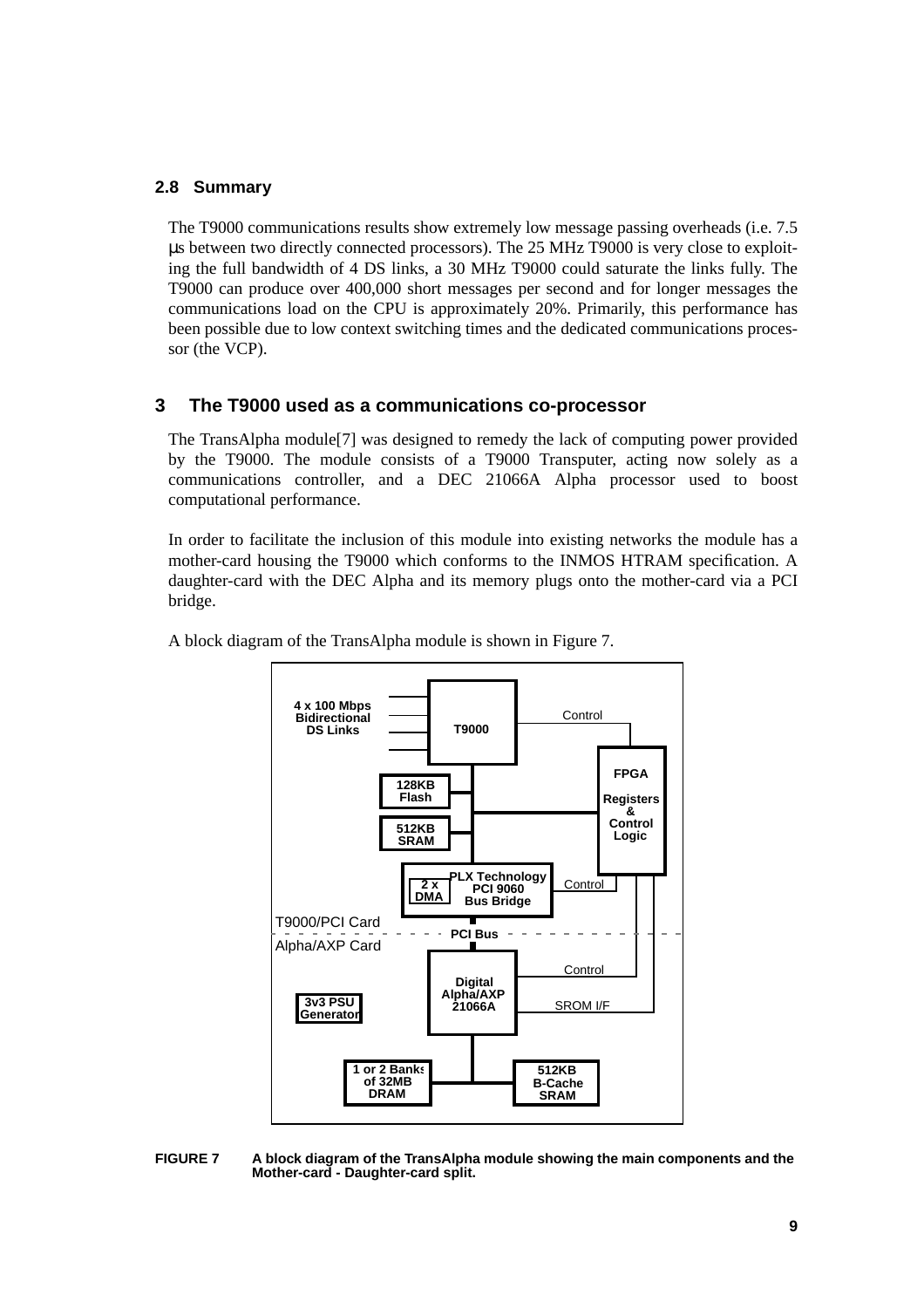### 2.8 Summary

The T9000 communications results show extremely low message passing overheads (i.e. 7.5 μs between two directly connected processors). The 25 MHz T9000 is very close to exploiting the full bandwidth of 4 DS links, a 30 MHz T9000 could saturate the links fully. The T9000 can produce over 400,000 short messages per second and for longer messages the communications load on the CPU is approximately 20%. Primarily, this performance has been possible due to low context switching times and the dedicated communications processor (the VCP).

## 3 The T9000 used as a communications co-processor

The TransAlpha module[7] was designed to remedy the lack of computing power provided by the T9000. The module consists of a T9000 Transputer, acting now solely as a communications controller, and a DEC 21066A Alpha processor used to boost computational performance.

In order to facilitate the inclusion of this module into existing networks the module has a mother-card housing the T9000 which conforms to the INMOS HTRAM specification. A daughter-card with the DEC Alpha and its memory plugs onto the mother-card via a PCI bridge.

A block diagram of the TransAlpha module is shown in Figure 7.

**FIGURE 7** **A block diagram of the TransAlpha module showing the main components and the Mother-card - Daughter-card split.**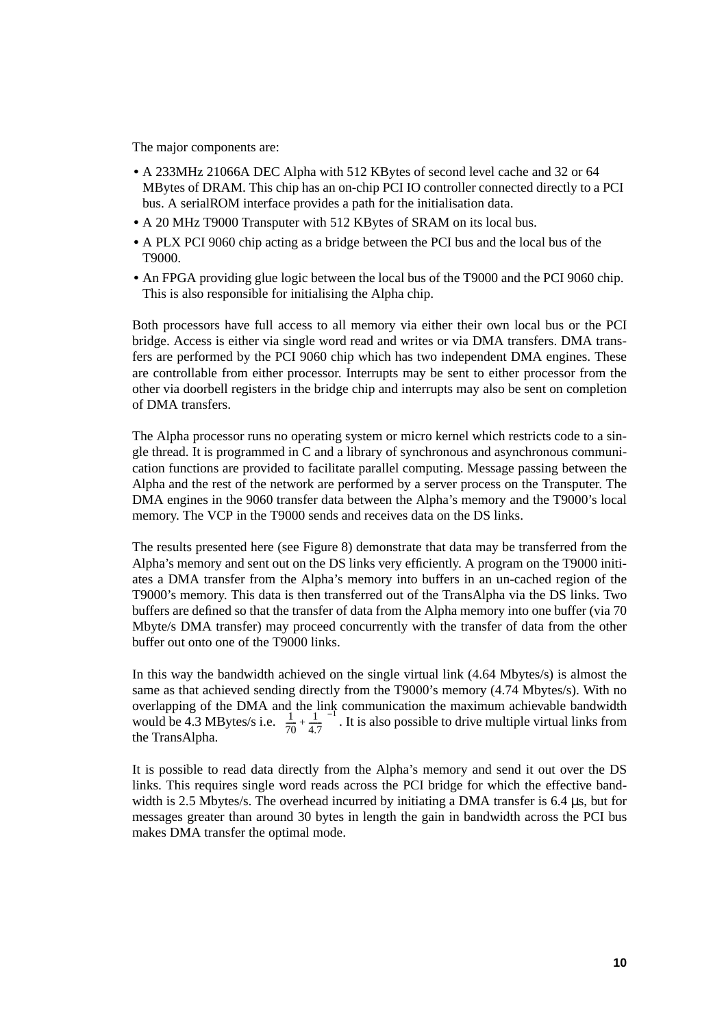The major components are:

- A 233MHz 21066A DEC Alpha with 512 KBytes of second level cache and 32 or 64 MBytes of DRAM. This chip has an on-chip PCI IO controller connected directly to a PCI bus. A serialROM interface provides a path for the initialisation data.
- A 20 MHz T9000 Transputer with 512 KBytes of SRAM on its local bus.
- A PLX PCI 9060 chip acting as a bridge between the PCI bus and the local bus of the T9000.
- An FPGA providing glue logic between the local bus of the T9000 and the PCI 9060 chip. This is also responsible for initialising the Alpha chip.

Both processors have full access to all memory via either their own local bus or the PCI bridge. Access is either via single word read and writes or via DMA transfers. DMA transfers are performed by the PCI 9060 chip which has two independent DMA engines. These are controllable from either processor. Interrupts may be sent to either processor from the other via doorbell registers in the bridge chip and interrupts may also be sent on completion of DMA transfers.

The Alpha processor runs no operating system or micro kernel which restricts code to a single thread. It is programmed in C and a library of synchronous and asynchronous communication functions are provided to facilitate parallel computing. Message passing between the Alpha and the rest of the network are performed by a server process on the Transputer. The DMA engines in the 9060 transfer data between the Alpha's memory and the T9000's local memory. The VCP in the T9000 sends and receives data on the DS links.

The results presented here (see Figure 8) demonstrate that data may be transferred from the Alpha's memory and sent out on the DS links very efficiently. A program on the T9000 initiates a DMA transfer from the Alpha's memory into buffers in an un-cached region of the T9000's memory. This data is then transferred out of the TransAlpha via the DS links. Two buffers are defined so that the transfer of data from the Alpha memory into one buffer (via 70 Mbyte/s DMA transfer) may proceed concurrently with the transfer of data from the other buffer out onto one of the T9000 links.

In this way the bandwidth achieved on the single virtual link (4.64 Mbytes/s) is almost the same as that achieved sending directly from the T9000's memory (4.74 Mbytes/s). With no overlapping of the DMA and the link communication the maximum achievable bandwidth would be 4.3 MBytes/s i.e. $\left(\frac{1}{70}+\frac{1}{4.7}\right)^{-1}$. It is also possible to drive multiple virtual links from the TransAlpha.

It is possible to read data directly from the Alpha's memory and send it out over the DS links. This requires single word reads across the PCI bridge for which the effective bandwidth is 2.5 Mbytes/s. The overhead incurred by initiating a DMA transfer is 6.4 µs, but for messages greater than around 30 bytes in length the gain in bandwidth across the PCI bus makes DMA transfer the optimal mode.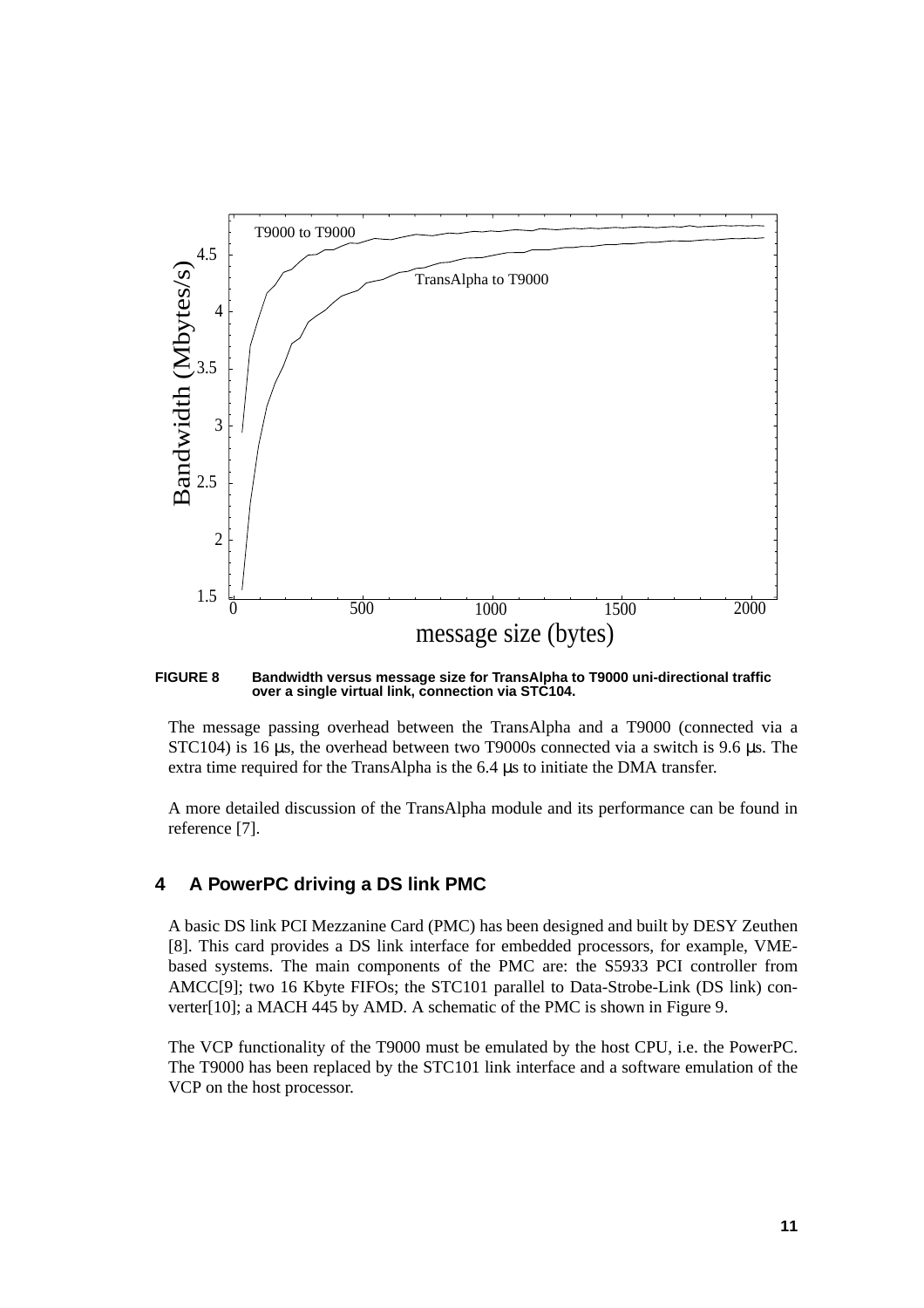**FIGURE 8** Bandwidth versus message size for TransAlpha to T9000 uni-directional traffic over a single virtual link, connection via STC104.

The message passing overhead between the TransAlpha and a T9000 (connected via a STC104) is 16 µs, the overhead between two T9000s connected via a switch is 9.6 µs. The extra time required for the TransAlpha is the 6.4 µs to initiate the DMA transfer.

A more detailed discussion of the TransAlpha module and its performance can be found in reference [7].

## 4 A PowerPC driving a DS link PMC

A basic DS link PCI Mezzanine Card (PMC) has been designed and built by DESY Zeuthen [8]. This card provides a DS link interface for embedded processors, for example, VME-based systems. The main components of the PMC are: the S5933 PCI controller from AMCC[9]; two 16 Kbyte FIFOs; the STC101 parallel to Data-Strobe-Link (DS link) converter[10]; a MACH 445 by AMD. A schematic of the PMC is shown in Figure 9.

The VCP functionality of the T9000 must be emulated by the host CPU, i.e. the PowerPC. The T9000 has been replaced by the STC101 link interface and a software emulation of the VCP on the host processor.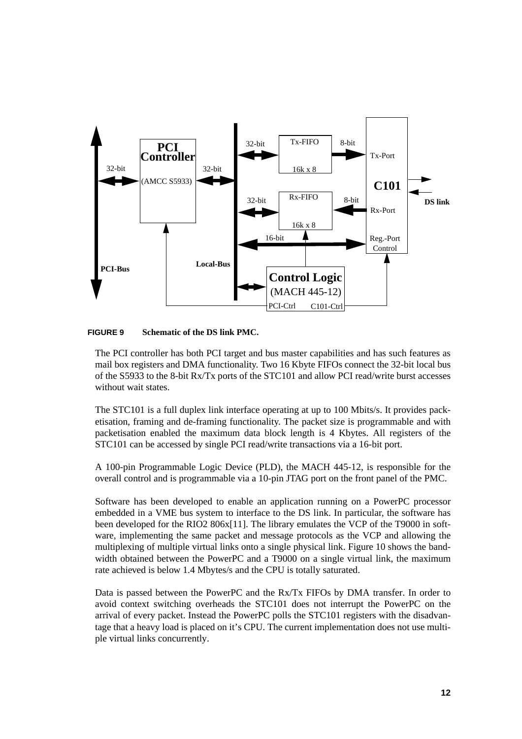**FIGURE 9 Schematic of the DS link PMC.**

The PCI controller has both PCI target and bus master capabilities and has such features as mail box registers and DMA functionality. Two 16 Kbyte FIFOs connect the 32-bit local bus of the S5933 to the 8-bit Rx/Tx ports of the STC101 and allow PCI read/write burst accesses without wait states.

The STC101 is a full duplex link interface operating at up to 100 Mbits/s. It provides packetisation, framing and de-framing functionality. The packet size is programmable and with packetisation enabled the maximum data block length is 4 Kbytes. All registers of the STC101 can be accessed by single PCI read/write transactions via a 16-bit port.

A 100-pin Programmable Logic Device (PLD), the MACH 445-12, is responsible for the overall control and is programmable via a 10-pin JTAG port on the front panel of the PMC.

Software has been developed to enable an application running on a PowerPC processor embedded in a VME bus system to interface to the DS link. In particular, the software has been developed for the RIO2 806x[11]. The library emulates the VCP of the T9000 in software, implementing the same packet and message protocols as the VCP and allowing the multiplexing of multiple virtual links onto a single physical link. Figure 10 shows the bandwidth obtained between the PowerPC and a T9000 on a single virtual link, the maximum rate achieved is below 1.4 Mbytes/s and the CPU is totally saturated.

Data is passed between the PowerPC and the Rx/Tx FIFOs by DMA transfer. In order to avoid context switching overheads the STC101 does not interrupt the PowerPC on the arrival of every packet. Instead the PowerPC polls the STC101 registers with the disadvantage that a heavy load is placed on it's CPU. The current implementation does not use multiple virtual links concurrently.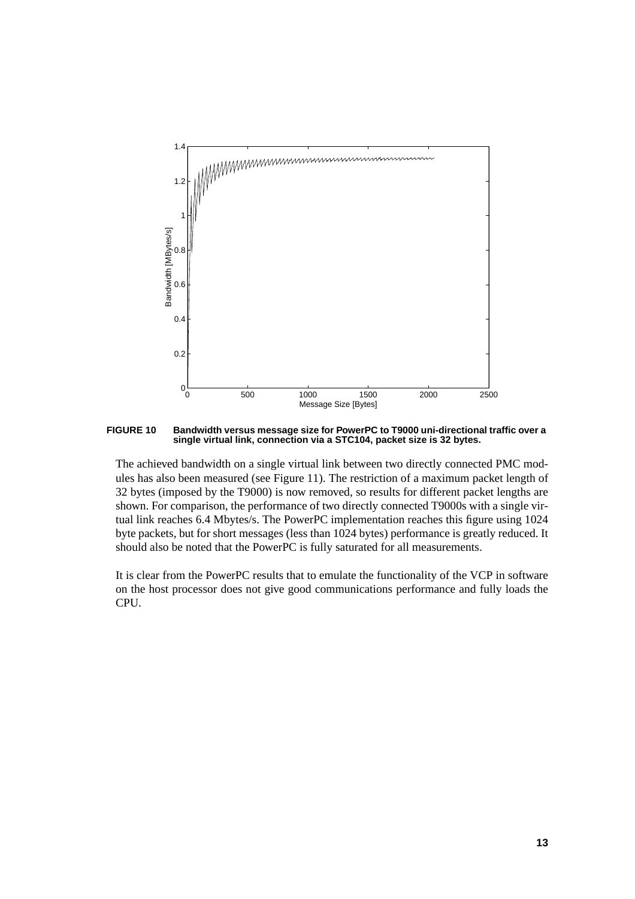**FIGURE 10 Bandwidth versus message size for PowerPC to T9000 uni-directional traffic over a single virtual link, connection via a STC104, packet size is 32 bytes.**

The achieved bandwidth on a single virtual link between two directly connected PMC modules has also been measured (see Figure 11). The restriction of a maximum packet length of 32 bytes (imposed by the T9000) is now removed, so results for different packet lengths are shown. For comparison, the performance of two directly connected T9000s with a single virtual link reaches 6.4 Mbytes/s. The PowerPC implementation reaches this figure using 1024 byte packets, but for short messages (less than 1024 bytes) performance is greatly reduced. It should also be noted that the PowerPC is fully saturated for all measurements.

It is clear from the PowerPC results that to emulate the functionality of the VCP in software on the host processor does not give good communications performance and fully loads the CPU.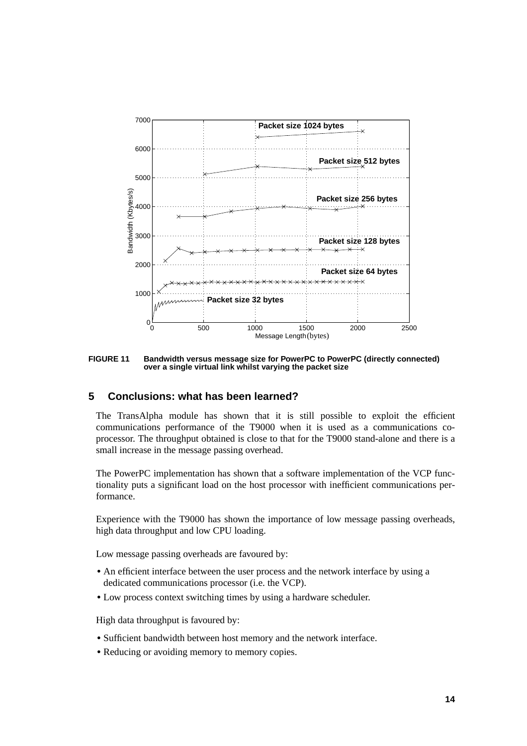**FIGURE 11** Bandwidth versus message size for PowerPC to PowerPC (directly connected) over a single virtual link whilst varying the packet size

## 5 Conclusions: what has been learned?

The TransAlpha module has shown that it is still possible to exploit the efficient communications performance of the T9000 when it is used as a communications co-processor. The throughput obtained is close to that for the T9000 stand-alone and there is a small increase in the message passing overhead.

The PowerPC implementation has shown that a software implementation of the VCP functionality puts a significant load on the host processor with inefficient communications performance.

Experience with the T9000 has shown the importance of low message passing overheads, high data throughput and low CPU loading.

Low message passing overheads are favoured by:

- An efficient interface between the user process and the network interface by using a dedicated communications processor (i.e. the VCP).
- Low process context switching times by using a hardware scheduler.

High data throughput is favoured by:

- Sufficient bandwidth between host memory and the network interface.
- Reducing or avoiding memory to memory copies.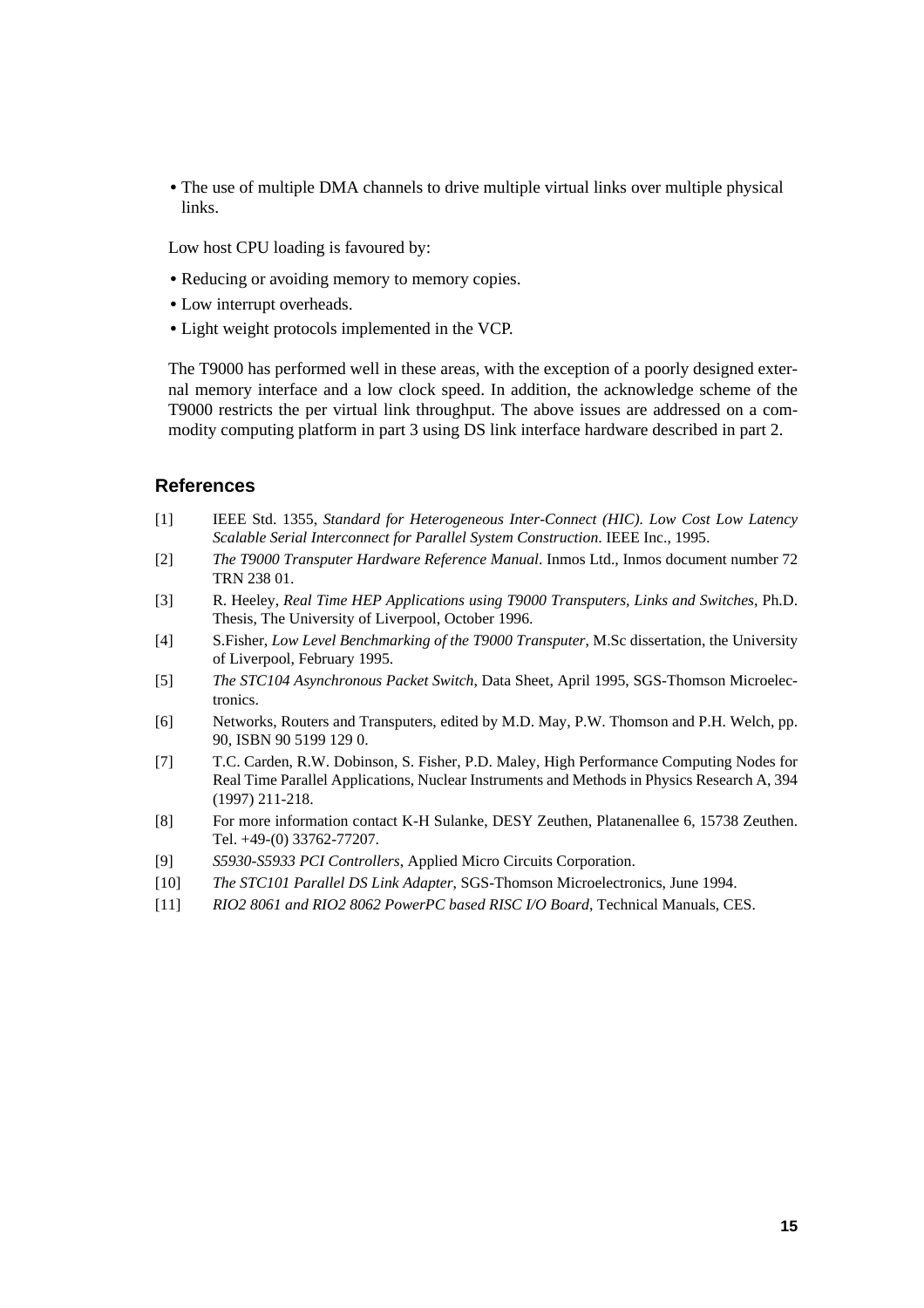- The use of multiple DMA channels to drive multiple virtual links over multiple physical links.

Low host CPU loading is favoured by:

- Reducing or avoiding memory to memory copies.
- Low interrupt overheads.
- Light weight protocols implemented in the VCP.

The T9000 has performed well in these areas, with the exception of a poorly designed external memory interface and a low clock speed. In addition, the acknowledge scheme of the T9000 restricts the per virtual link throughput. The above issues are addressed on a commodity computing platform in part 3 using DS link interface hardware described in part 2.

## References

[1] IEEE Std. 1355, *Standard for Heterogeneous Inter-Connect (HIC). Low Cost Low Latency Scalable Serial Interconnect for Parallel System Construction*. IEEE Inc., 1995.

[2] *The T9000 Transputer Hardware Reference Manual*. Inmos Ltd., Inmos document number 72 TRN 238 01.

[3] R. Heeley, *Real Time HEP Applications using T9000 Transputers, Links and Switches*, Ph.D. Thesis, The University of Liverpool, October 1996.

[4] S.Fisher, *Low Level Benchmarking of the T9000 Transputer*, M.Sc dissertation, the University of Liverpool, February 1995.

[5] *The STC104 Asynchronous Packet Switch*, Data Sheet, April 1995, SGS-Thomson Microelectronics.

[6] Networks, Routers and Transputers, edited by M.D. May, P.W. Thomson and P.H. Welch, pp. 90, ISBN 90 5199 129 0.

[7] T.C. Carden, R.W. Dobinson, S. Fisher, P.D. Maley, High Performance Computing Nodes for Real Time Parallel Applications, Nuclear Instruments and Methods in Physics Research A, 394 (1997) 211-218.

[8] For more information contact K-H Sulanke, DESY Zeuthen, Platanenallee 6, 15738 Zeuthen. Tel. +49-(0) 33762-77207.

[9] *S5930-S5933 PCI Controllers*, Applied Micro Circuits Corporation.

[10] *The STC101 Parallel DS Link Adapter*, SGS-Thomson Microelectronics, June 1994.

[11] *RIO2 8061 and RIO2 8062 PowerPC based RISC I/O Board*, Technical Manuals, CES.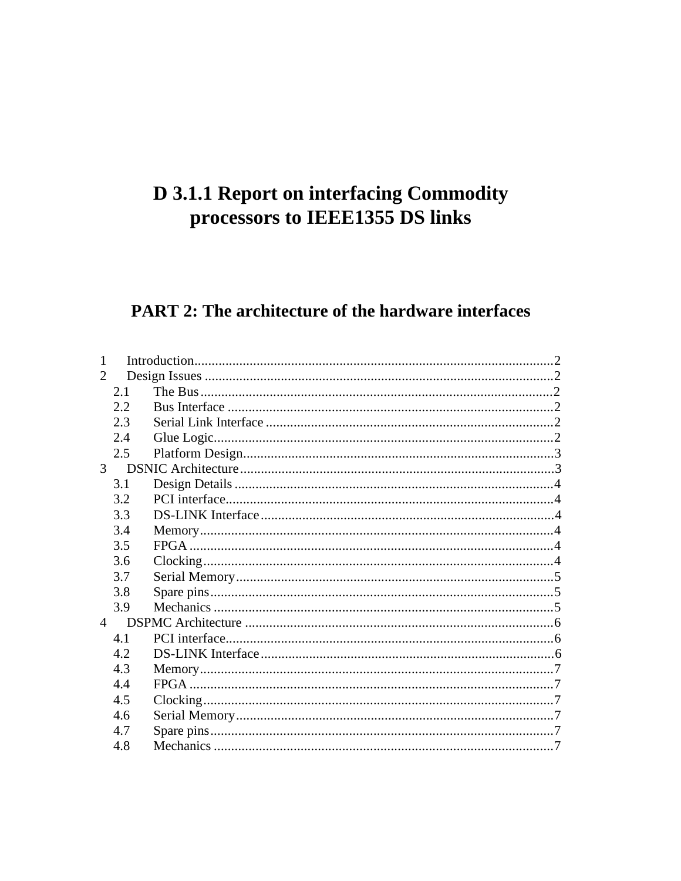# D 3.1.1 Report on interfacing Commodity processors to IEEE1355 DS links

## PART 2: The architecture of the hardware interfaces

1 Introduction....................................................................................................2
2 Design Issues .................................................................................................2
- 2.1 The Bus....................................................................................................2
- 2.2 Bus Interface ............................................................................................2
- 2.3 Serial Link Interface ................................................................................2
- 2.4 Glue Logic................................................................................................2
- 2.5 Platform Design........................................................................................3

3 DSNIC Architecture.......................................................................................3
- 3.1 Design Details ..........................................................................................4
- 3.2 PCI interface.............................................................................................4
- 3.3 DS-LINK Interface...................................................................................4
- 3.4 Memory....................................................................................................4
- 3.5 FPGA .......................................................................................................4
- 3.6 Clocking...................................................................................................4
- 3.7 Serial Memory..........................................................................................5
- 3.8 Spare pins.................................................................................................5
- 3.9 Mechanics ................................................................................................5

4 DSPMC Architecture .....................................................................................6
- 4.1 PCI interface.............................................................................................6
- 4.2 DS-LINK Interface...................................................................................6
- 4.3 Memory....................................................................................................7
- 4.4 FPGA .......................................................................................................7
- 4.5 Clocking...................................................................................................7
- 4.6 Serial Memory..........................................................................................7
- 4.7 Spare pins.................................................................................................7
- 4.8 Mechanics ................................................................................................7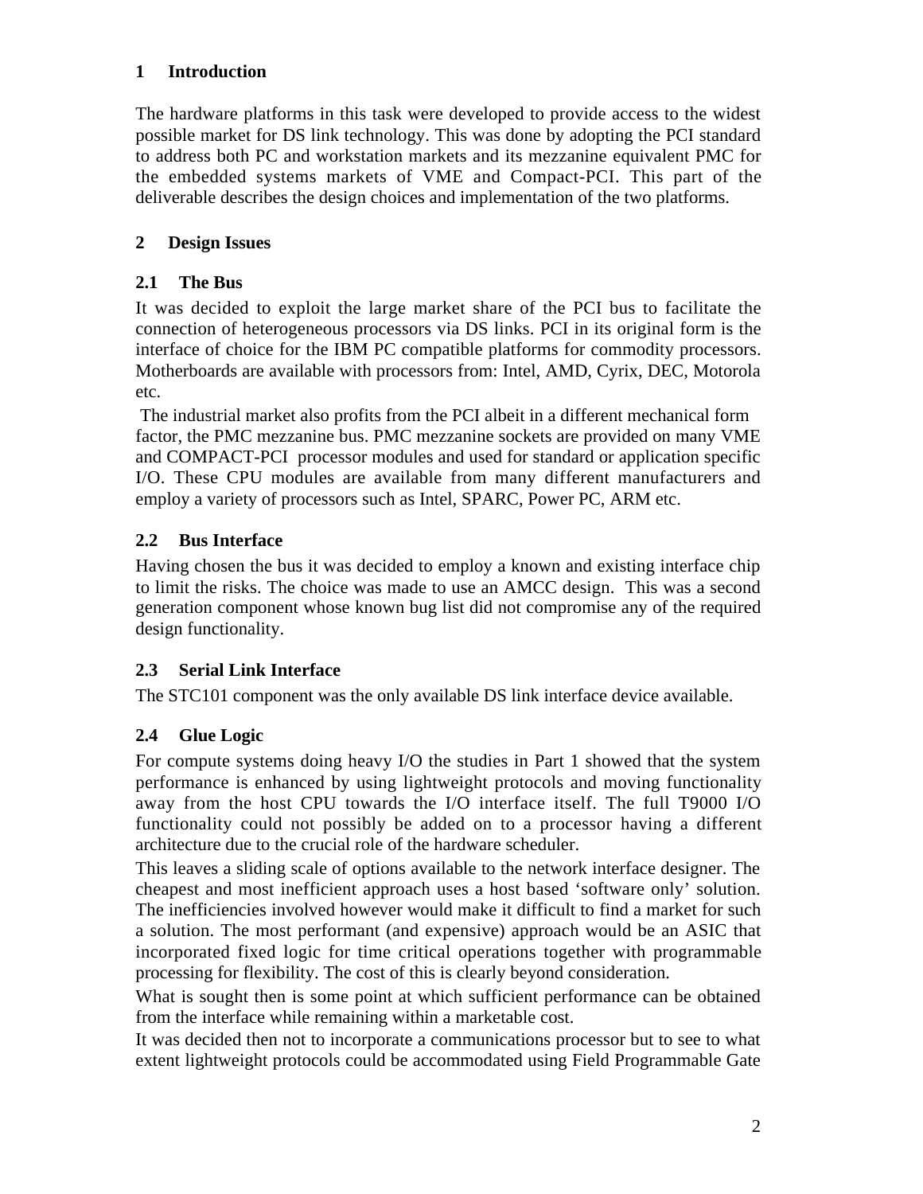# 1 Introduction

The hardware platforms in this task were developed to provide access to the widest possible market for DS link technology. This was done by adopting the PCI standard to address both PC and workstation markets and its mezzanine equivalent PMC for the embedded systems markets of VME and Compact-PCI. This part of the deliverable describes the design choices and implementation of the two platforms.

# 2 Design Issues

## 2.1 The Bus

It was decided to exploit the large market share of the PCI bus to facilitate the connection of heterogeneous processors via DS links. PCI in its original form is the interface of choice for the IBM PC compatible platforms for commodity processors. Motherboards are available with processors from: Intel, AMD, Cyrix, DEC, Motorola etc.

The industrial market also profits from the PCI albeit in a different mechanical form factor, the PMC mezzanine bus. PMC mezzanine sockets are provided on many VME and COMPACT-PCI processor modules and used for standard or application specific I/O. These CPU modules are available from many different manufacturers and employ a variety of processors such as Intel, SPARC, Power PC, ARM etc.

## 2.2 Bus Interface

Having chosen the bus it was decided to employ a known and existing interface chip to limit the risks. The choice was made to use an AMCC design. This was a second generation component whose known bug list did not compromise any of the required design functionality.

## 2.3 Serial Link Interface

The STC101 component was the only available DS link interface device available.

## 2.4 Glue Logic

For compute systems doing heavy I/O the studies in Part 1 showed that the system performance is enhanced by using lightweight protocols and moving functionality away from the host CPU towards the I/O interface itself. The full T9000 I/O functionality could not possibly be added on to a processor having a different architecture due to the crucial role of the hardware scheduler.

This leaves a sliding scale of options available to the network interface designer. The cheapest and most inefficient approach uses a host based 'software only' solution. The inefficiencies involved however would make it difficult to find a market for such a solution. The most performant (and expensive) approach would be an ASIC that incorporated fixed logic for time critical operations together with programmable processing for flexibility. The cost of this is clearly beyond consideration.

What is sought then is some point at which sufficient performance can be obtained from the interface while remaining within a marketable cost.

It was decided then not to incorporate a communications processor but to see to what extent lightweight protocols could be accommodated using Field Programmable Gate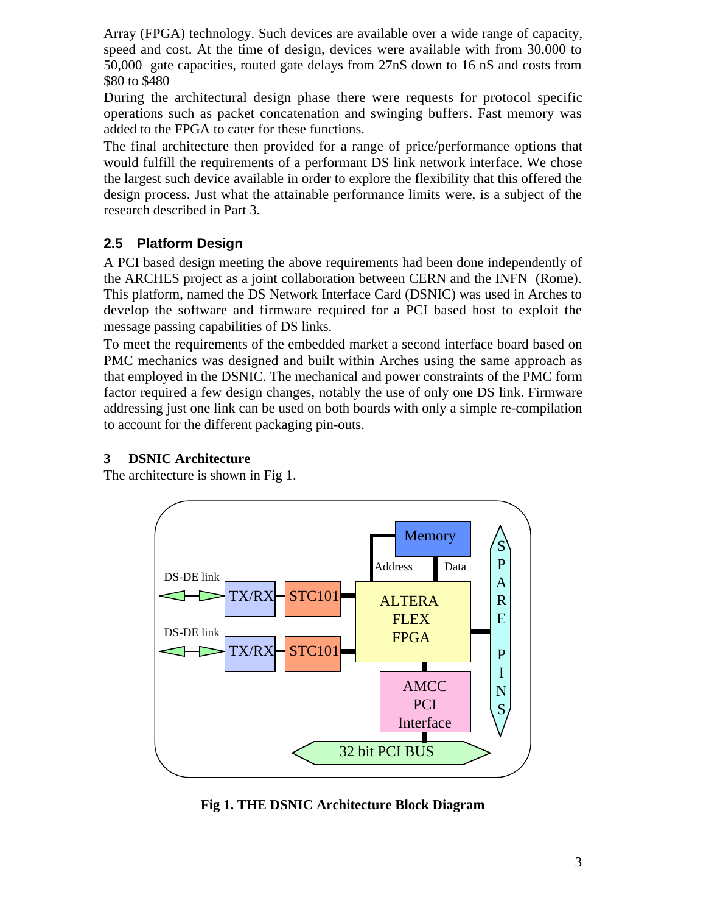Array (FPGA) technology. Such devices are available over a wide range of capacity, speed and cost. At the time of design, devices were available with from 30,000 to 50,000 gate capacities, routed gate delays from 27nS down to 16 nS and costs from $80 to $480

During the architectural design phase there were requests for protocol specific operations such as packet concatenation and swinging buffers. Fast memory was added to the FPGA to cater for these functions.

The final architecture then provided for a range of price/performance options that would fulfill the requirements of a performant DS link network interface. We chose the largest such device available in order to explore the flexibility that this offered the design process. Just what the attainable performance limits were, is a subject of the research described in Part 3.

## 2.5 Platform Design

A PCI based design meeting the above requirements had been done independently of the ARCHES project as a joint collaboration between CERN and the INFN (Rome). This platform, named the DS Network Interface Card (DSNIC) was used in Arches to develop the software and firmware required for a PCI based host to exploit the message passing capabilities of DS links.

To meet the requirements of the embedded market a second interface board based on PMC mechanics was designed and built within Arches using the same approach as that employed in the DSNIC. The mechanical and power constraints of the PMC form factor required a few design changes, notably the use of only one DS link. Firmware addressing just one link can be used on both boards with only a simple re-compilation to account for the different packaging pin-outs.

# 3 DSNIC Architecture

The architecture is shown in Fig 1.

**Fig 1. THE DSNIC Architecture Block Diagram**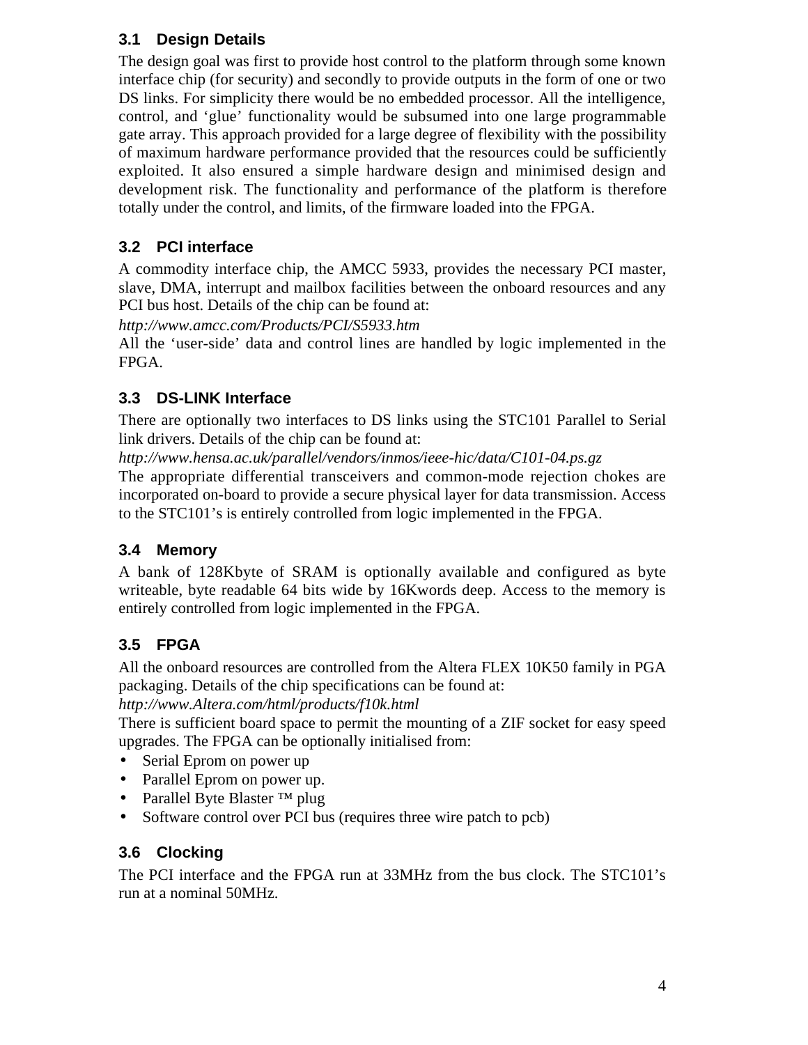### 3.1 Design Details

The design goal was first to provide host control to the platform through some known interface chip (for security) and secondly to provide outputs in the form of one or two DS links. For simplicity there would be no embedded processor. All the intelligence, control, and 'glue' functionality would be subsumed into one large programmable gate array. This approach provided for a large degree of flexibility with the possibility of maximum hardware performance provided that the resources could be sufficiently exploited. It also ensured a simple hardware design and minimised design and development risk. The functionality and performance of the platform is therefore totally under the control, and limits, of the firmware loaded into the FPGA.

### 3.2 PCI interface

A commodity interface chip, the AMCC 5933, provides the necessary PCI master, slave, DMA, interrupt and mailbox facilities between the onboard resources and any PCI bus host. Details of the chip can be found at:

*http://www.amcc.com/Products/PCI/S5933.htm*

All the 'user-side' data and control lines are handled by logic implemented in the FPGA.

### 3.3 DS-LINK Interface

There are optionally two interfaces to DS links using the STC101 Parallel to Serial link drivers. Details of the chip can be found at:

*http://www.hensa.ac.uk/parallel/vendors/inmos/ieee-hic/data/C101-04.ps.gz*

The appropriate differential transceivers and common-mode rejection chokes are incorporated on-board to provide a secure physical layer for data transmission. Access to the STC101's is entirely controlled from logic implemented in the FPGA.

### 3.4 Memory

A bank of 128Kbyte of SRAM is optionally available and configured as byte writeable, byte readable 64 bits wide by 16Kwords deep. Access to the memory is entirely controlled from logic implemented in the FPGA.

### 3.5 FPGA

All the onboard resources are controlled from the Altera FLEX 10K50 family in PGA packaging. Details of the chip specifications can be found at:

*http://www.Altera.com/html/products/f10k.html*

There is sufficient board space to permit the mounting of a ZIF socket for easy speed upgrades. The FPGA can be optionally initialised from:

- Serial Eprom on power up
- Parallel Eprom on power up.
- Parallel Byte Blaster ™ plug
- Software control over PCI bus (requires three wire patch to pcb)

### 3.6 Clocking

The PCI interface and the FPGA run at 33MHz from the bus clock. The STC101's run at a nominal 50MHz.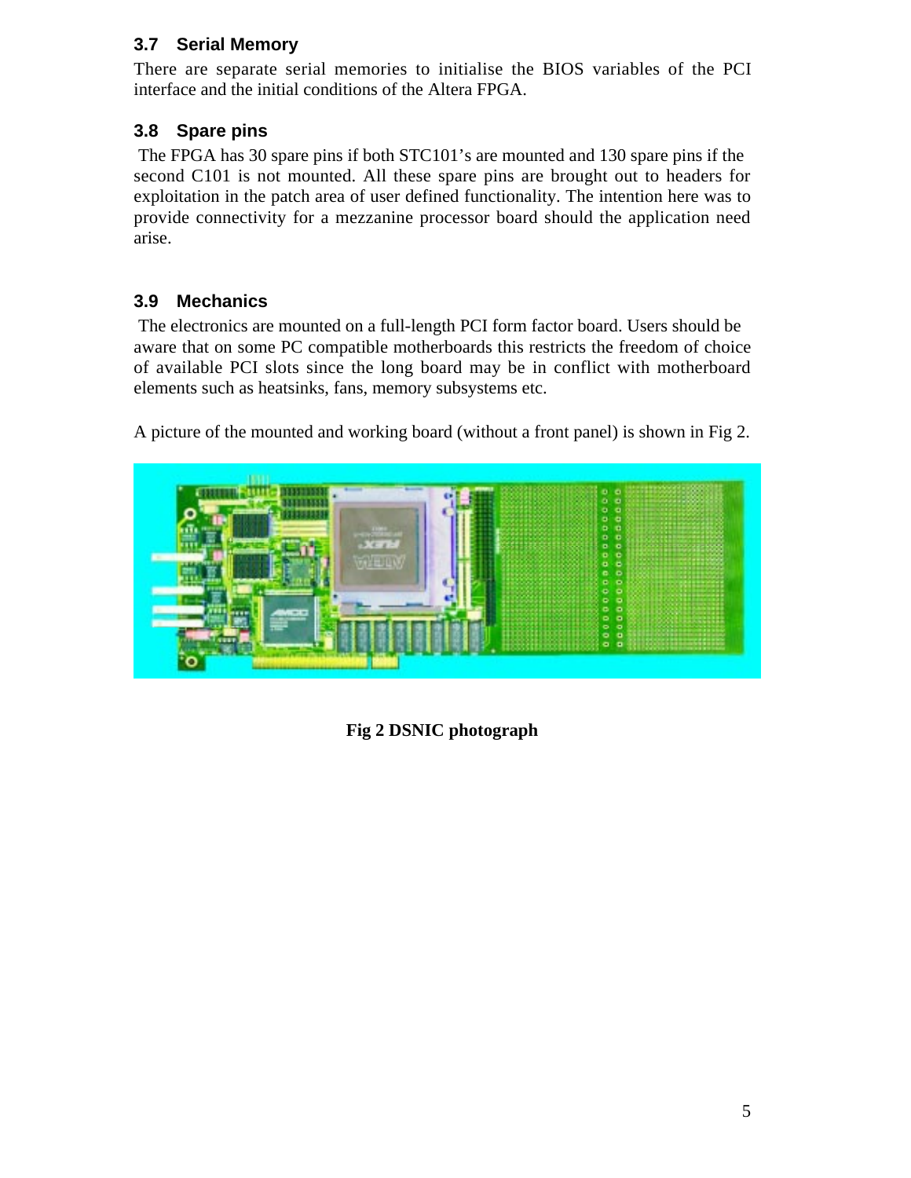### 3.7 Serial Memory

There are separate serial memories to initialise the BIOS variables of the PCI interface and the initial conditions of the Altera FPGA.

### 3.8 Spare pins

The FPGA has 30 spare pins if both STC101's are mounted and 130 spare pins if the second C101 is not mounted. All these spare pins are brought out to headers for exploitation in the patch area of user defined functionality. The intention here was to provide connectivity for a mezzanine processor board should the application need arise.

### 3.9 Mechanics

The electronics are mounted on a full-length PCI form factor board. Users should be aware that on some PC compatible motherboards this restricts the freedom of choice of available PCI slots since the long board may be in conflict with motherboard elements such as heatsinks, fans, memory subsystems etc.

A picture of the mounted and working board (without a front panel) is shown in Fig 2.

**Fig 2 DSNIC photograph**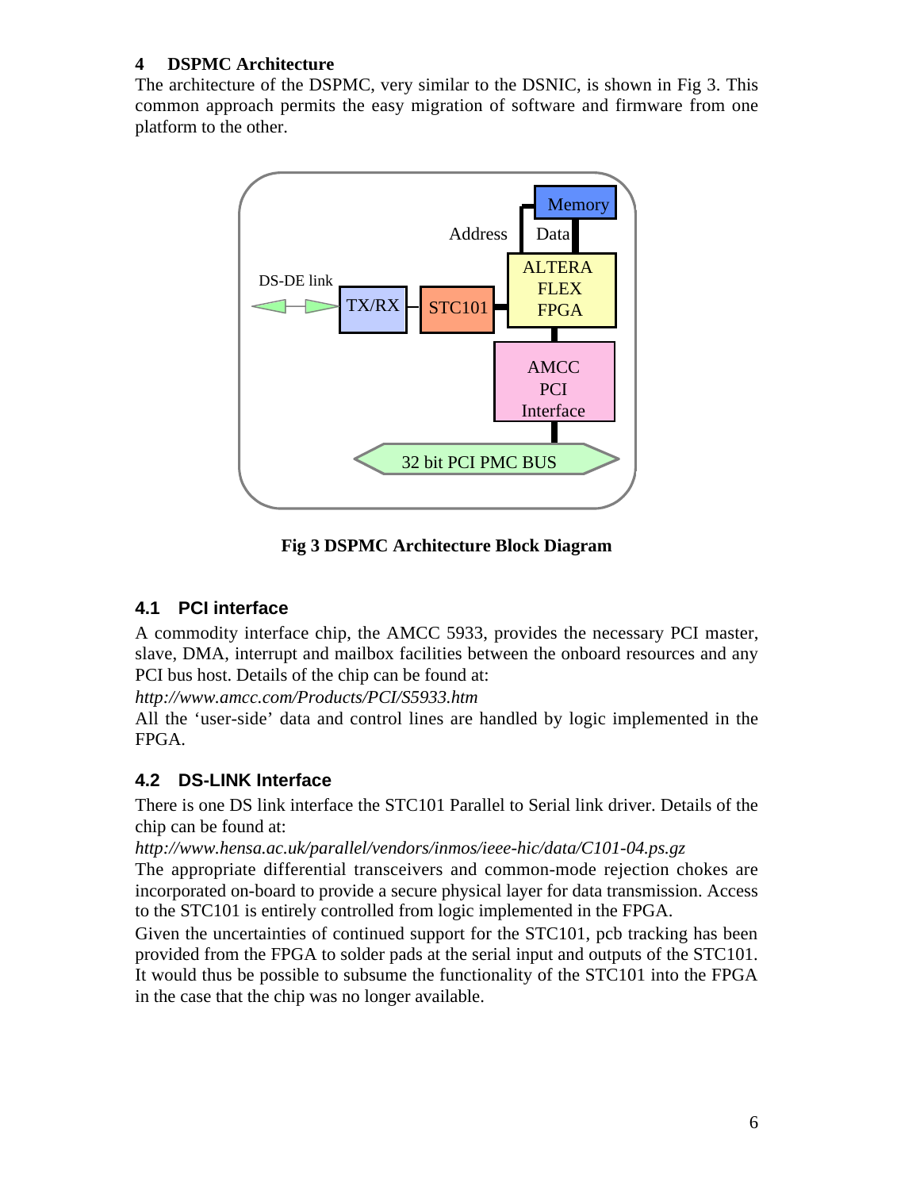## 4 DSPMC Architecture

The architecture of the DSPMC, very similar to the DSNIC, is shown in Fig 3. This common approach permits the easy migration of software and firmware from one platform to the other.

**Fig 3 DSPMC Architecture Block Diagram**

### 4.1 PCI interface

A commodity interface chip, the AMCC 5933, provides the necessary PCI master, slave, DMA, interrupt and mailbox facilities between the onboard resources and any PCI bus host. Details of the chip can be found at:

*http://www.amcc.com/Products/PCI/S5933.htm*

All the 'user-side' data and control lines are handled by logic implemented in the FPGA.

### 4.2 DS-LINK Interface

There is one DS link interface the STC101 Parallel to Serial link driver. Details of the chip can be found at:

*http://www.hensa.ac.uk/parallel/vendors/inmos/ieee-hic/data/C101-04.ps.gz*

The appropriate differential transceivers and common-mode rejection chokes are incorporated on-board to provide a secure physical layer for data transmission. Access to the STC101 is entirely controlled from logic implemented in the FPGA.

Given the uncertainties of continued support for the STC101, pcb tracking has been provided from the FPGA to solder pads at the serial input and outputs of the STC101. It would thus be possible to subsume the functionality of the STC101 into the FPGA in the case that the chip was no longer available.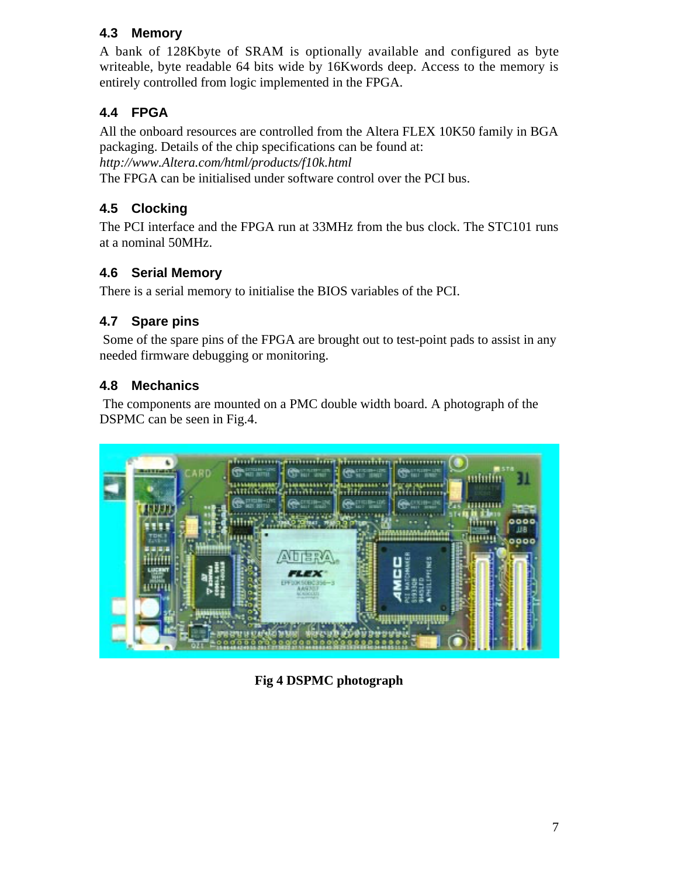### 4.3 Memory

A bank of 128Kbyte of SRAM is optionally available and configured as byte writeable, byte readable 64 bits wide by 16Kwords deep. Access to the memory is entirely controlled from logic implemented in the FPGA.

### 4.4 FPGA

All the onboard resources are controlled from the Altera FLEX 10K50 family in BGA packaging. Details of the chip specifications can be found at:
*http://www.Altera.com/html/products/f10k.html*
The FPGA can be initialised under software control over the PCI bus.

### 4.5 Clocking

The PCI interface and the FPGA run at 33MHz from the bus clock. The STC101 runs at a nominal 50MHz.

### 4.6 Serial Memory

There is a serial memory to initialise the BIOS variables of the PCI.

### 4.7 Spare pins

Some of the spare pins of the FPGA are brought out to test-point pads to assist in any needed firmware debugging or monitoring.

### 4.8 Mechanics

The components are mounted on a PMC double width board. A photograph of the DSPMC can be seen in Fig.4.

**Fig 4 DSPMC photograph**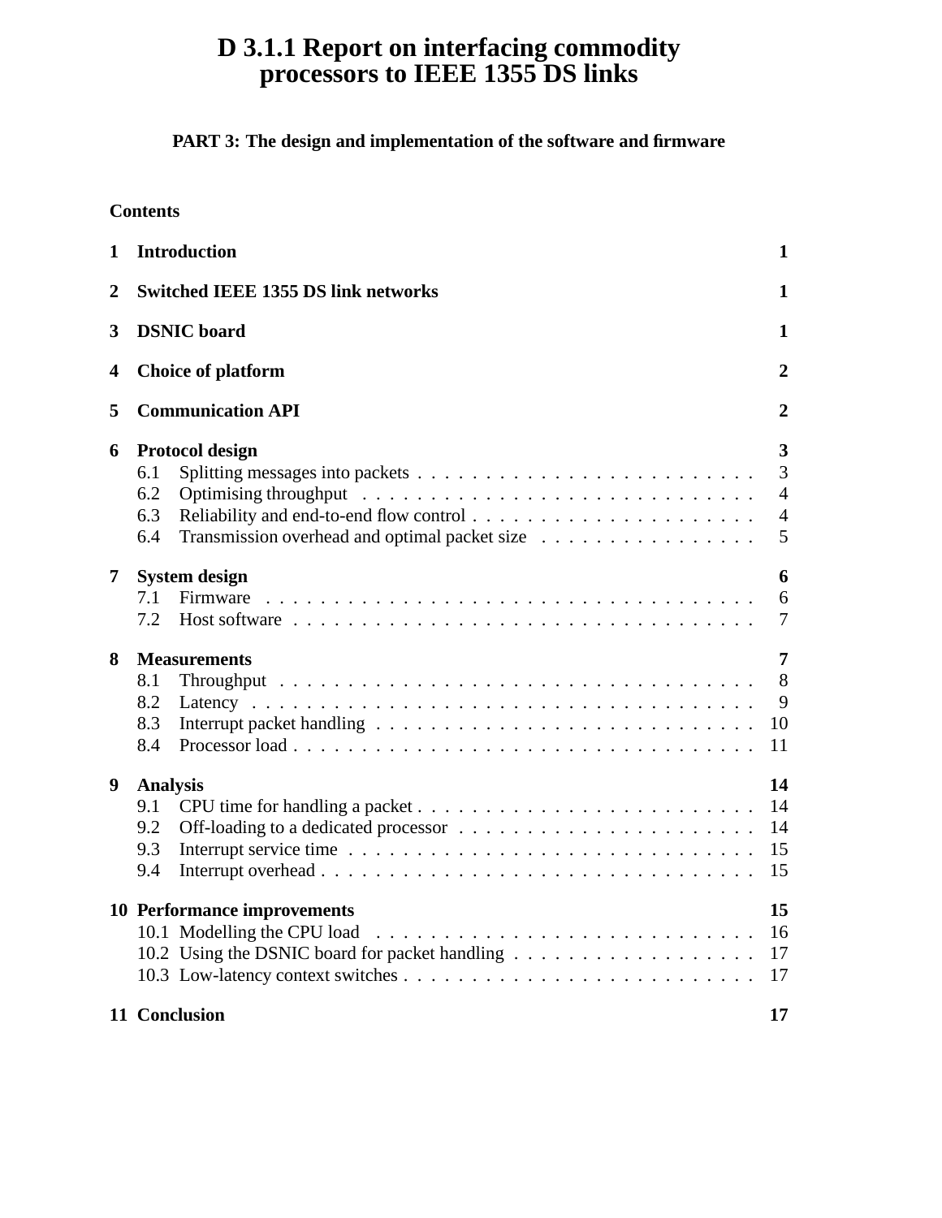# D 3.1.1 Report on interfacing commodity processors to IEEE 1355 DS links

### PART 3: The design and implementation of the software and firmware

**Contents**

| | | |
|---|---|---|
| **1** | **Introduction** | **1** |
| **2** | **Switched IEEE 1355 DS link networks** | **1** |
| **3** | **DSNIC board** | **1** |
| **4** | **Choice of platform** | **2** |
| **5** | **Communication API** | **2** |
| **6** | **Protocol design** | **3** |
| 6.1 | Splitting messages into packets | 3 |
| 6.2 | Optimising throughput | 4 |
| 6.3 | Reliability and end-to-end flow control | 4 |
| 6.4 | Transmission overhead and optimal packet size | 5 |
| **7** | **System design** | **6** |
| 7.1 | Firmware | 6 |
| 7.2 | Host software | 7 |
| **8** | **Measurements** | **7** |
| 8.1 | Throughput | 8 |
| 8.2 | Latency | 9 |
| 8.3 | Interrupt packet handling | 10 |
| 8.4 | Processor load | 11 |
| **9** | **Analysis** | **14** |
| 9.1 | CPU time for handling a packet | 14 |
| 9.2 | Off-loading to a dedicated processor | 14 |
| 9.3 | Interrupt service time | 15 |
| 9.4 | Interrupt overhead | 15 |
| **10** | **Performance improvements** | **15** |
| 10.1 | Modelling the CPU load | 16 |
| 10.2 | Using the DSNIC board for packet handling | 17 |
| 10.3 | Low-latency context switches | 17 |
| **11** | **Conclusion** | **17** |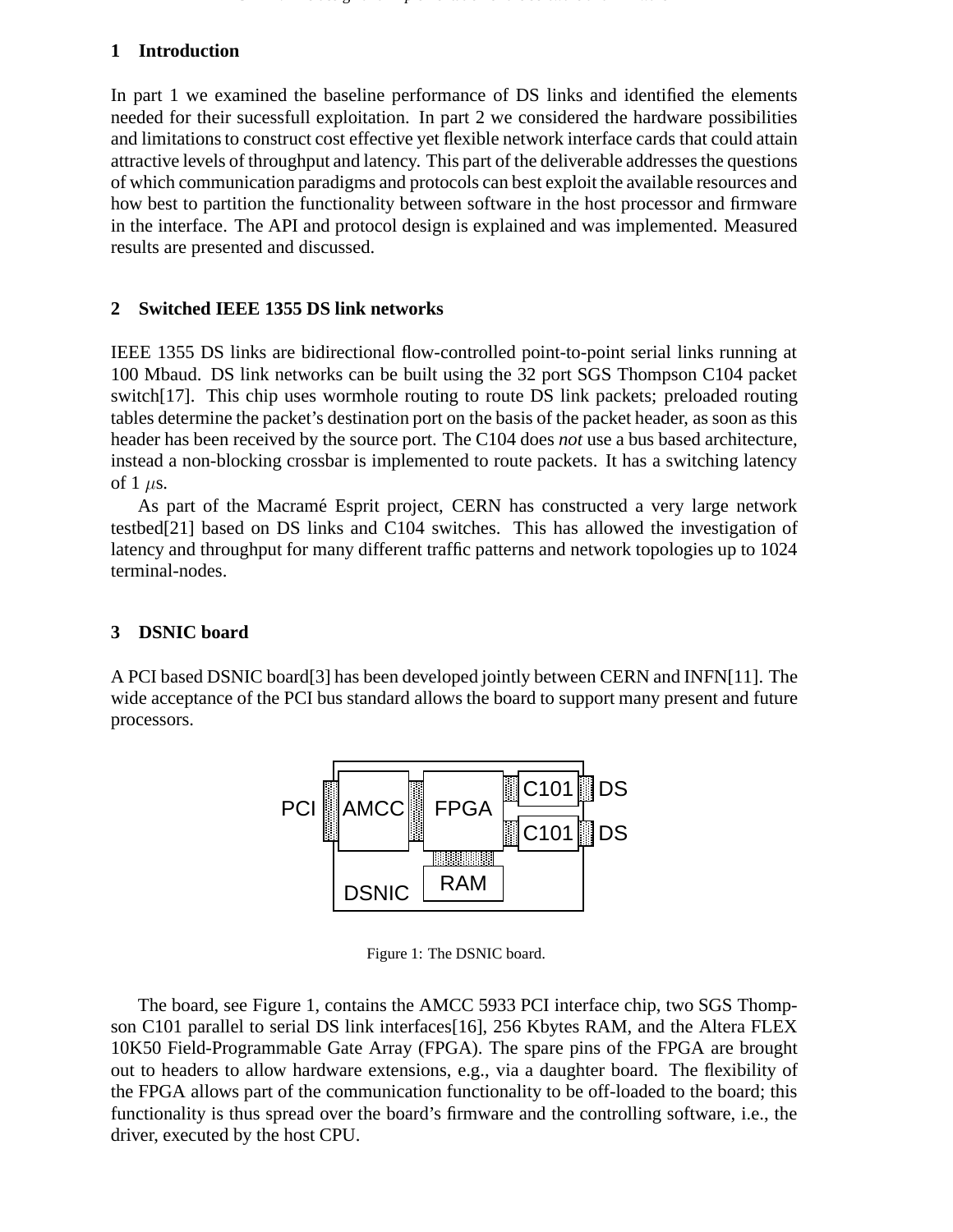## 1 Introduction

In part 1 we examined the baseline performance of DS links and identified the elements needed for their sucessfull exploitation. In part 2 we considered the hardware possibilities and limitations to construct cost effective yet flexible network interface cards that could attain attractive levels of throughput and latency. This part of the deliverable addresses the questions of which communication paradigms and protocols can best exploit the available resources and how best to partition the functionality between software in the host processor and firmware in the interface. The API and protocol design is explained and was implemented. Measured results are presented and discussed.

## 2 Switched IEEE 1355 DS link networks

IEEE 1355 DS links are bidirectional flow-controlled point-to-point serial links running at 100 Mbaud. DS link networks can be built using the 32 port SGS Thompson C104 packet switch[17]. This chip uses wormhole routing to route DS link packets; preloaded routing tables determine the packet's destination port on the basis of the packet header, as soon as this header has been received by the source port. The C104 does *not* use a bus based architecture, instead a non-blocking crossbar is implemented to route packets. It has a switching latency of 1 $\mu$s.

As part of the Macramé Esprit project, CERN has constructed a very large network testbed[21] based on DS links and C104 switches. This has allowed the investigation of latency and throughput for many different traffic patterns and network topologies up to 1024 terminal-nodes.

## 3 DSNIC board

A PCI based DSNIC board[3] has been developed jointly between CERN and INFN[11]. The wide acceptance of the PCI bus standard allows the board to support many present and future processors.

PCI AMCC FPGA C101 DS C101 DS RAM DSNIC

Figure 1: The DSNIC board.

The board, see Figure 1, contains the AMCC 5933 PCI interface chip, two SGS Thompson C101 parallel to serial DS link interfaces[16], 256 Kbytes RAM, and the Altera FLEX 10K50 Field-Programmable Gate Array (FPGA). The spare pins of the FPGA are brought out to headers to allow hardware extensions, e.g., via a daughter board. The flexibility of the FPGA allows part of the communication functionality to be off-loaded to the board; this functionality is thus spread over the board's firmware and the controlling software, i.e., the driver, executed by the host CPU.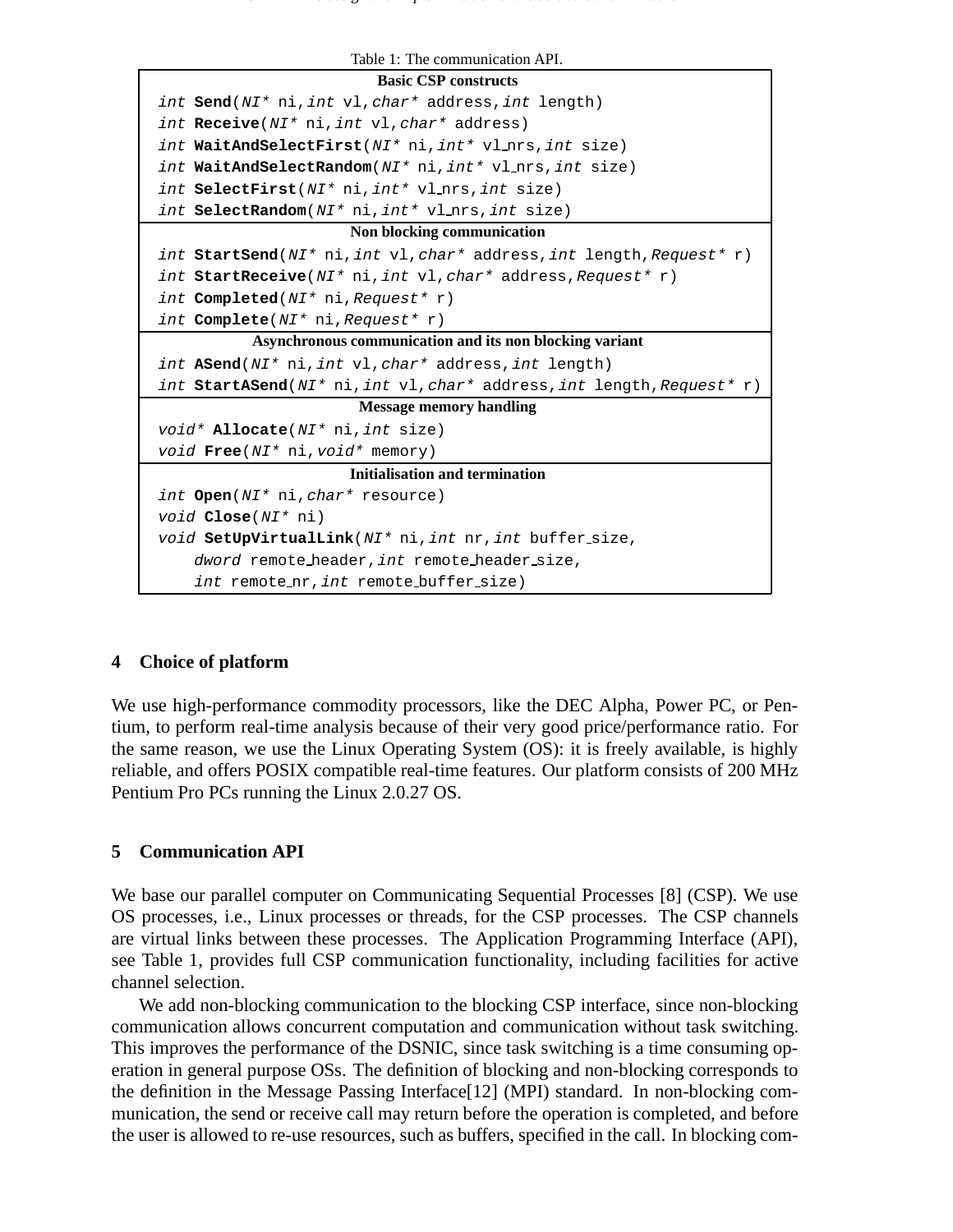Table 1: The communication API.

| Basic CSP constructs |
|---|
| *int* **Send**(*NI\** ni,*int* vl,*char\** address,*int* length) |
| *int* **Receive**(*NI\** ni,*int* vl,*char\** address) |
| *int* **WaitAndSelectFirst**(*NI\** ni,*int\** vl_nrs,*int* size) |
| *int* **WaitAndSelectRandom**(*NI\** ni,*int\** vl_nrs,*int* size) |
| *int* **SelectFirst**(*NI\** ni,*int\** vl_nrs,*int* size) |
| *int* **SelectRandom**(*NI\** ni,*int\** vl_nrs,*int* size) |
| **Non blocking communication** |
| *int* **StartSend**(*NI\** ni,*int* vl,*char\** address,*int* length,*Request\** r) |
| *int* **StartReceive**(*NI\** ni,*int* vl,*char\** address,*Request\** r) |
| *int* **Completed**(*NI\** ni,*Request\** r) |
| *int* **Complete**(*NI\** ni,*Request\** r) |
| **Asynchronous communication and its non blocking variant** |
| *int* **ASend**(*NI\** ni,*int* vl,*char\** address,*int* length) |
| *int* **StartASend**(*NI\** ni,*int* vl,*char\** address,*int* length,*Request\** r) |
| **Message memory handling** |
| *void\** **Allocate**(*NI\** ni,*int* size) |
| *void* **Free**(*NI\** ni,*void\** memory) |
| **Initialisation and termination** |
| *int* **Open**(*NI\** ni,*char\** resource) |
| *void* **Close**(*NI\** ni) |
| *void* **SetUpVirtualLink**(*NI\** ni,*int* nr,*int* buffer_size, *dword* remote_header,*int* remote_header_size, *int* remote_nr,*int* remote_buffer_size) |

## 4 Choice of platform

We use high-performance commodity processors, like the DEC Alpha, Power PC, or Pentium, to perform real-time analysis because of their very good price/performance ratio. For the same reason, we use the Linux Operating System (OS): it is freely available, is highly reliable, and offers POSIX compatible real-time features. Our platform consists of 200 MHz Pentium Pro PCs running the Linux 2.0.27 OS.

## 5 Communication API

We base our parallel computer on Communicating Sequential Processes [8] (CSP). We use OS processes, i.e., Linux processes or threads, for the CSP processes. The CSP channels are virtual links between these processes. The Application Programming Interface (API), see Table 1, provides full CSP communication functionality, including facilities for active channel selection.

We add non-blocking communication to the blocking CSP interface, since non-blocking communication allows concurrent computation and communication without task switching. This improves the performance of the DSNIC, since task switching is a time consuming operation in general purpose OSs. The definition of blocking and non-blocking corresponds to the definition in the Message Passing Interface[12] (MPI) standard. In non-blocking communication, the send or receive call may return before the operation is completed, and before the user is allowed to re-use resources, such as buffers, specified in the call. In blocking com-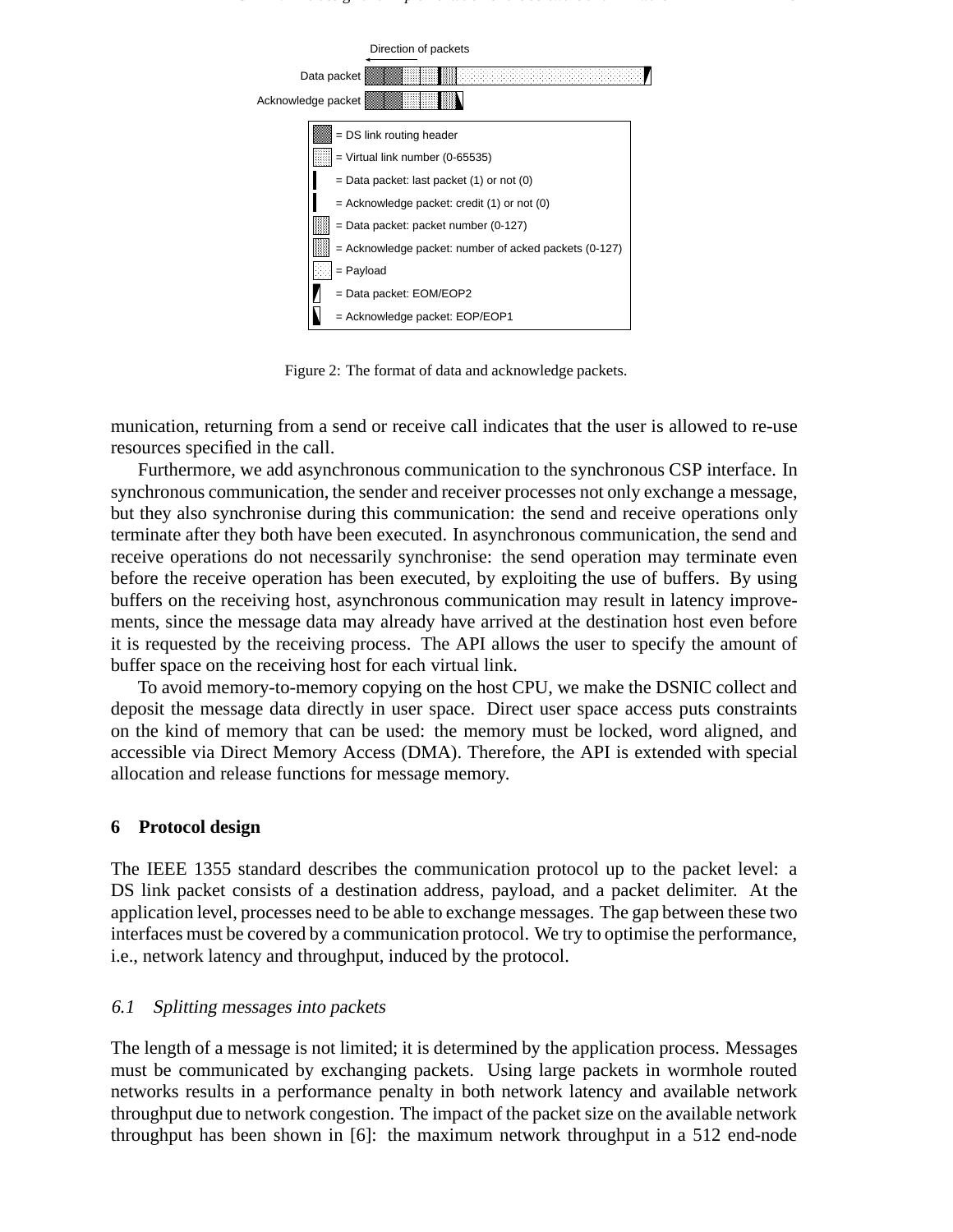Direction of packets

Data packet

Acknowledge packet

= DS link routing header

= Virtual link number (0-65535)

= Data packet: last packet (1) or not (0)

= Acknowledge packet: credit (1) or not (0)

= Data packet: packet number (0-127)

= Acknowledge packet: number of acked packets (0-127)

= Payload

= Data packet: EOM/EOP2

= Acknowledge packet: EOP/EOP1

Figure 2: The format of data and acknowledge packets.

munication, returning from a send or receive call indicates that the user is allowed to re-use resources specified in the call.

Furthermore, we add asynchronous communication to the synchronous CSP interface. In synchronous communication, the sender and receiver processes not only exchange a message, but they also synchronise during this communication: the send and receive operations only terminate after they both have been executed. In asynchronous communication, the send and receive operations do not necessarily synchronise: the send operation may terminate even before the receive operation has been executed, by exploiting the use of buffers. By using buffers on the receiving host, asynchronous communication may result in latency improvements, since the message data may already have arrived at the destination host even before it is requested by the receiving process. The API allows the user to specify the amount of buffer space on the receiving host for each virtual link.

To avoid memory-to-memory copying on the host CPU, we make the DSNIC collect and deposit the message data directly in user space. Direct user space access puts constraints on the kind of memory that can be used: the memory must be locked, word aligned, and accessible via Direct Memory Access (DMA). Therefore, the API is extended with special allocation and release functions for message memory.

## 6 Protocol design

The IEEE 1355 standard describes the communication protocol up to the packet level: a DS link packet consists of a destination address, payload, and a packet delimiter. At the application level, processes need to be able to exchange messages. The gap between these two interfaces must be covered by a communication protocol. We try to optimise the performance, i.e., network latency and throughput, induced by the protocol.

### *6.1 Splitting messages into packets*

The length of a message is not limited; it is determined by the application process. Messages must be communicated by exchanging packets. Using large packets in wormhole routed networks results in a performance penalty in both network latency and available network throughput due to network congestion. The impact of the packet size on the available network throughput has been shown in [6]: the maximum network throughput in a 512 end-node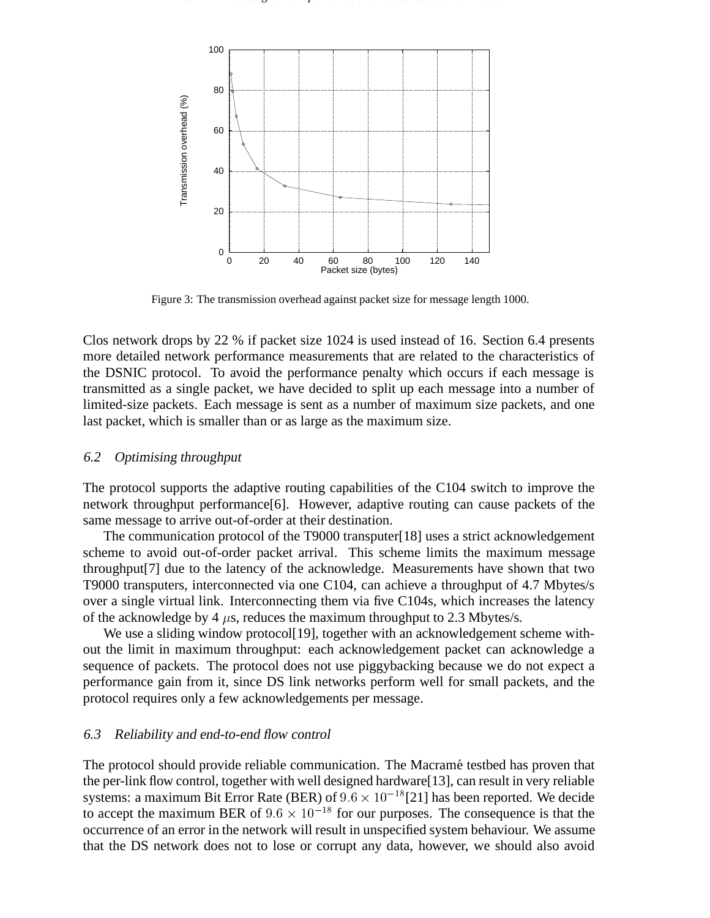Figure 3: The transmission overhead against packet size for message length 1000.

Clos network drops by 22 % if packet size 1024 is used instead of 16. Section 6.4 presents more detailed network performance measurements that are related to the characteristics of the DSNIC protocol. To avoid the performance penalty which occurs if each message is transmitted as a single packet, we have decided to split up each message into a number of limited-size packets. Each message is sent as a number of maximum size packets, and one last packet, which is smaller than or as large as the maximum size.

### 6.2 Optimising throughput

The protocol supports the adaptive routing capabilities of the C104 switch to improve the network throughput performance[6]. However, adaptive routing can cause packets of the same message to arrive out-of-order at their destination.

The communication protocol of the T9000 transputer[18] uses a strict acknowledgement scheme to avoid out-of-order packet arrival. This scheme limits the maximum message throughput[7] due to the latency of the acknowledge. Measurements have shown that two T9000 transputers, interconnected via one C104, can achieve a throughput of 4.7 Mbytes/s over a single virtual link. Interconnecting them via five C104s, which increases the latency of the acknowledge by 4 $\mu$s, reduces the maximum throughput to 2.3 Mbytes/s.

We use a sliding window protocol[19], together with an acknowledgement scheme without the limit in maximum throughput: each acknowledgement packet can acknowledge a sequence of packets. The protocol does not use piggybacking because we do not expect a performance gain from it, since DS link networks perform well for small packets, and the protocol requires only a few acknowledgements per message.

### 6.3 Reliability and end-to-end flow control

The protocol should provide reliable communication. The Macramé testbed has proven that the per-link flow control, together with well designed hardware[13], can result in very reliable systems: a maximum Bit Error Rate (BER) of $9.6 \times 10^{-18}$[21] has been reported. We decide to accept the maximum BER of $9.6 \times 10^{-18}$ for our purposes. The consequence is that the occurrence of an error in the network will result in unspecified system behaviour. We assume that the DS network does not to lose or corrupt any data, however, we should also avoid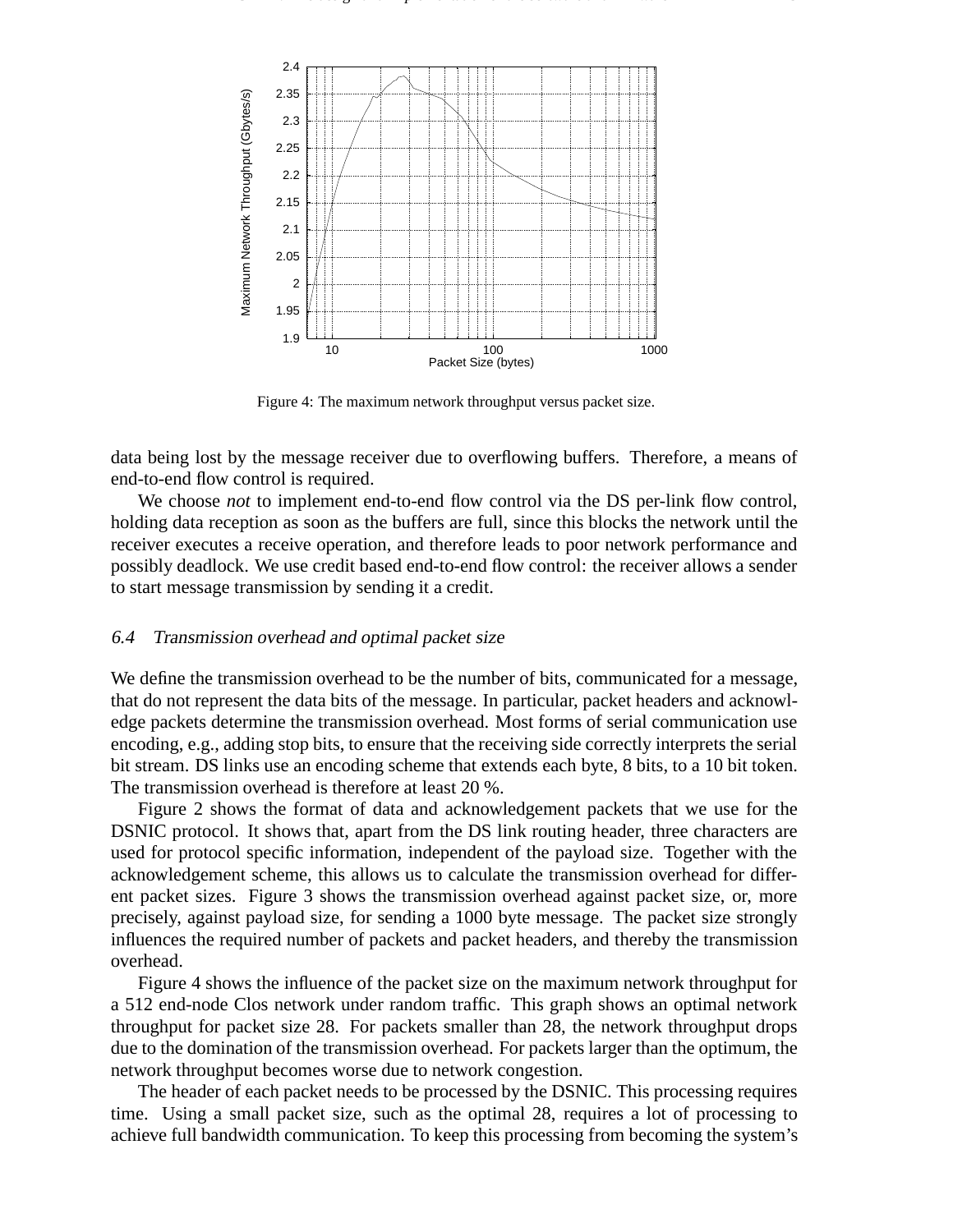Figure 4: The maximum network throughput versus packet size.

data being lost by the message receiver due to overflowing buffers. Therefore, a means of end-to-end flow control is required.

We choose *not* to implement end-to-end flow control via the DS per-link flow control, holding data reception as soon as the buffers are full, since this blocks the network until the receiver executes a receive operation, and therefore leads to poor network performance and possibly deadlock. We use credit based end-to-end flow control: the receiver allows a sender to start message transmission by sending it a credit.

### 6.4 Transmission overhead and optimal packet size

We define the transmission overhead to be the number of bits, communicated for a message, that do not represent the data bits of the message. In particular, packet headers and acknowledge packets determine the transmission overhead. Most forms of serial communication use encoding, e.g., adding stop bits, to ensure that the receiving side correctly interprets the serial bit stream. DS links use an encoding scheme that extends each byte, 8 bits, to a 10 bit token. The transmission overhead is therefore at least 20 %.

Figure 2 shows the format of data and acknowledgement packets that we use for the DSNIC protocol. It shows that, apart from the DS link routing header, three characters are used for protocol specific information, independent of the payload size. Together with the acknowledgement scheme, this allows us to calculate the transmission overhead for different packet sizes. Figure 3 shows the transmission overhead against packet size, or, more precisely, against payload size, for sending a 1000 byte message. The packet size strongly influences the required number of packets and packet headers, and thereby the transmission overhead.

Figure 4 shows the influence of the packet size on the maximum network throughput for a 512 end-node Clos network under random traffic. This graph shows an optimal network throughput for packet size 28. For packets smaller than 28, the network throughput drops due to the domination of the transmission overhead. For packets larger than the optimum, the network throughput becomes worse due to network congestion.

The header of each packet needs to be processed by the DSNIC. This processing requires time. Using a small packet size, such as the optimal 28, requires a lot of processing to achieve full bandwidth communication. To keep this processing from becoming the system's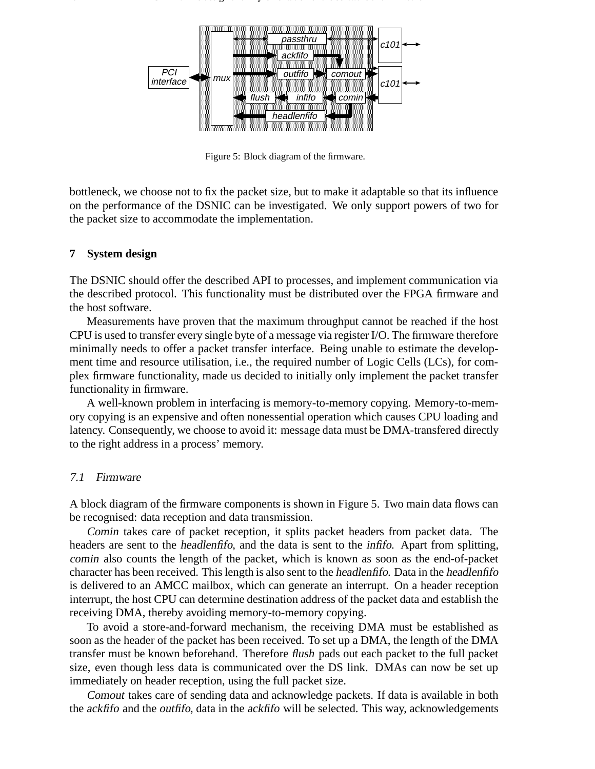Figure 5: Block diagram of the firmware.

bottleneck, we choose not to fix the packet size, but to make it adaptable so that its influence on the performance of the DSNIC can be investigated. We only support powers of two for the packet size to accommodate the implementation.

## 7 System design

The DSNIC should offer the described API to processes, and implement communication via the described protocol. This functionality must be distributed over the FPGA firmware and the host software.

Measurements have proven that the maximum throughput cannot be reached if the host CPU is used to transfer every single byte of a message via register I/O. The firmware therefore minimally needs to offer a packet transfer interface. Being unable to estimate the development time and resource utilisation, i.e., the required number of Logic Cells (LCs), for complex firmware functionality, made us decided to initially only implement the packet transfer functionality in firmware.

A well-known problem in interfacing is memory-to-memory copying. Memory-to-memory copying is an expensive and often nonessential operation which causes CPU loading and latency. Consequently, we choose to avoid it: message data must be DMA-transfered directly to the right address in a process' memory.

### *7.1 Firmware*

A block diagram of the firmware components is shown in Figure 5. Two main data flows can be recognised: data reception and data transmission.

*Comin* takes care of packet reception, it splits packet headers from packet data. The headers are sent to the *headlenfifo*, and the data is sent to the *infifo*. Apart from splitting, *comin* also counts the length of the packet, which is known as soon as the end-of-packet character has been received. This length is also sent to the *headlenfifo*. Data in the *headlenfifo* is delivered to an AMCC mailbox, which can generate an interrupt. On a header reception interrupt, the host CPU can determine destination address of the packet data and establish the receiving DMA, thereby avoiding memory-to-memory copying.

To avoid a store-and-forward mechanism, the receiving DMA must be established as soon as the header of the packet has been received. To set up a DMA, the length of the DMA transfer must be known beforehand. Therefore *flush* pads out each packet to the full packet size, even though less data is communicated over the DS link. DMAs can now be set up immediately on header reception, using the full packet size.

*Comout* takes care of sending data and acknowledge packets. If data is available in both the *ackfifo* and the *outfifo*, data in the *ackfifo* will be selected. This way, acknowledgements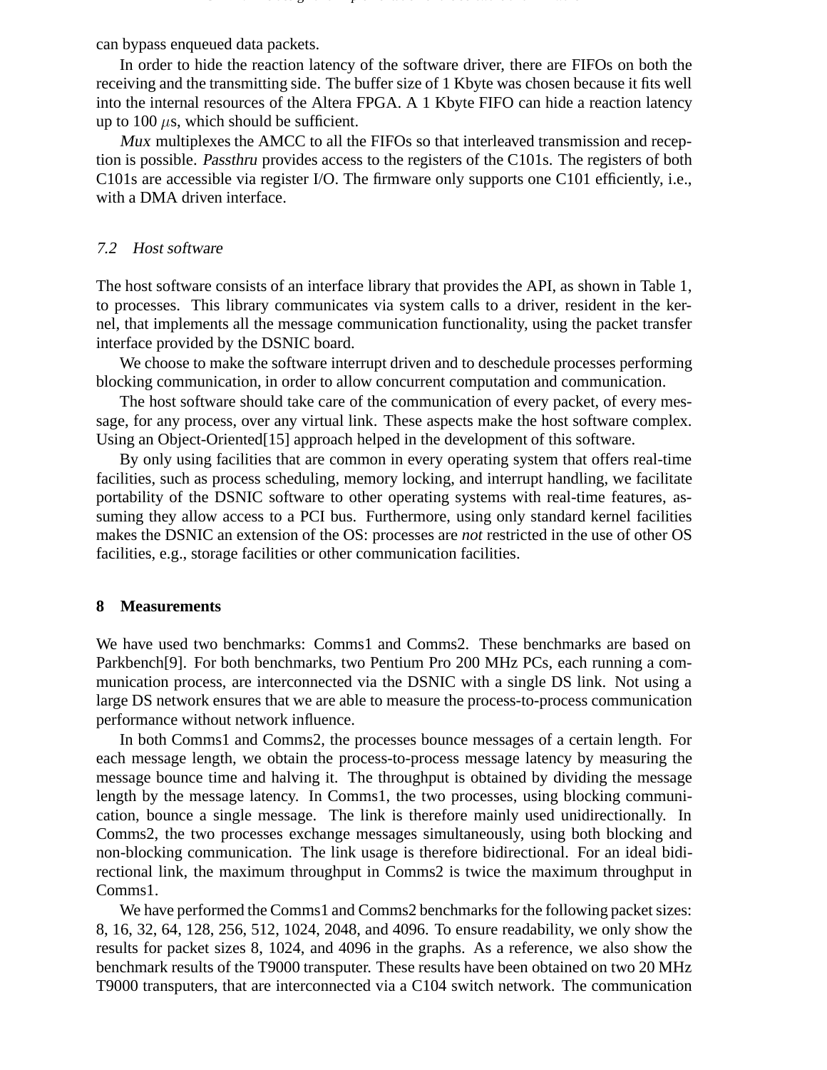can bypass enqueued data packets.

In order to hide the reaction latency of the software driver, there are FIFOs on both the receiving and the transmitting side. The buffer size of 1 Kbyte was chosen because it fits well into the internal resources of the Altera FPGA. A 1 Kbyte FIFO can hide a reaction latency up to 100 $\mu$s, which should be sufficient.

*Mux* multiplexes the AMCC to all the FIFOs so that interleaved transmission and reception is possible. *Passthru* provides access to the registers of the C101s. The registers of both C101s are accessible via register I/O. The firmware only supports one C101 efficiently, i.e., with a DMA driven interface.

### *7.2 Host software*

The host software consists of an interface library that provides the API, as shown in Table 1, to processes. This library communicates via system calls to a driver, resident in the kernel, that implements all the message communication functionality, using the packet transfer interface provided by the DSNIC board.

We choose to make the software interrupt driven and to deschedule processes performing blocking communication, in order to allow concurrent computation and communication.

The host software should take care of the communication of every packet, of every message, for any process, over any virtual link. These aspects make the host software complex. Using an Object-Oriented[15] approach helped in the development of this software.

By only using facilities that are common in every operating system that offers real-time facilities, such as process scheduling, memory locking, and interrupt handling, we facilitate portability of the DSNIC software to other operating systems with real-time features, assuming they allow access to a PCI bus. Furthermore, using only standard kernel facilities makes the DSNIC an extension of the OS: processes are *not* restricted in the use of other OS facilities, e.g., storage facilities or other communication facilities.

## 8 Measurements

We have used two benchmarks: Comms1 and Comms2. These benchmarks are based on Parkbench[9]. For both benchmarks, two Pentium Pro 200 MHz PCs, each running a communication process, are interconnected via the DSNIC with a single DS link. Not using a large DS network ensures that we are able to measure the process-to-process communication performance without network influence.

In both Comms1 and Comms2, the processes bounce messages of a certain length. For each message length, we obtain the process-to-process message latency by measuring the message bounce time and halving it. The throughput is obtained by dividing the message length by the message latency. In Comms1, the two processes, using blocking communication, bounce a single message. The link is therefore mainly used unidirectionally. In Comms2, the two processes exchange messages simultaneously, using both blocking and non-blocking communication. The link usage is therefore bidirectional. For an ideal bidirectional link, the maximum throughput in Comms2 is twice the maximum throughput in Comms1.

We have performed the Comms1 and Comms2 benchmarks for the following packet sizes: 8, 16, 32, 64, 128, 256, 512, 1024, 2048, and 4096. To ensure readability, we only show the results for packet sizes 8, 1024, and 4096 in the graphs. As a reference, we also show the benchmark results of the T9000 transputer. These results have been obtained on two 20 MHz T9000 transputers, that are interconnected via a C104 switch network. The communication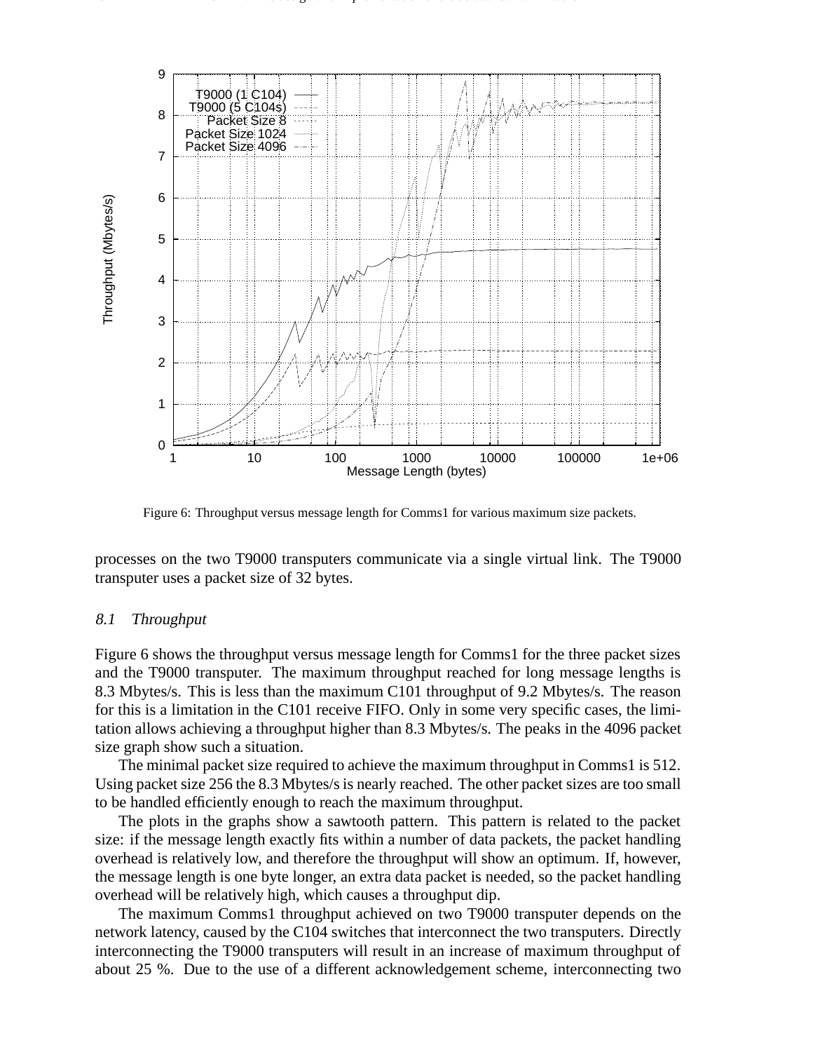Figure 6: Throughput versus message length for Comms1 for various maximum size packets.

processes on the two T9000 transputers communicate via a single virtual link. The T9000 transputer uses a packet size of 32 bytes.

### 8.1 *Throughput*

Figure 6 shows the throughput versus message length for Comms1 for the three packet sizes and the T9000 transputer. The maximum throughput reached for long message lengths is 8.3 Mbytes/s. This is less than the maximum C101 throughput of 9.2 Mbytes/s. The reason for this is a limitation in the C101 receive FIFO. Only in some very specific cases, the limitation allows achieving a throughput higher than 8.3 Mbytes/s. The peaks in the 4096 packet size graph show such a situation.

The minimal packet size required to achieve the maximum throughput in Comms1 is 512. Using packet size 256 the 8.3 Mbytes/s is nearly reached. The other packet sizes are too small to be handled efficiently enough to reach the maximum throughput.

The plots in the graphs show a sawtooth pattern. This pattern is related to the packet size: if the message length exactly fits within a number of data packets, the packet handling overhead is relatively low, and therefore the throughput will show an optimum. If, however, the message length is one byte longer, an extra data packet is needed, so the packet handling overhead will be relatively high, which causes a throughput dip.

The maximum Comms1 throughput achieved on two T9000 transputer depends on the network latency, caused by the C104 switches that interconnect the two transputers. Directly interconnecting the T9000 transputers will result in an increase of maximum throughput of about 25 %. Due to the use of a different acknowledgement scheme, interconnecting two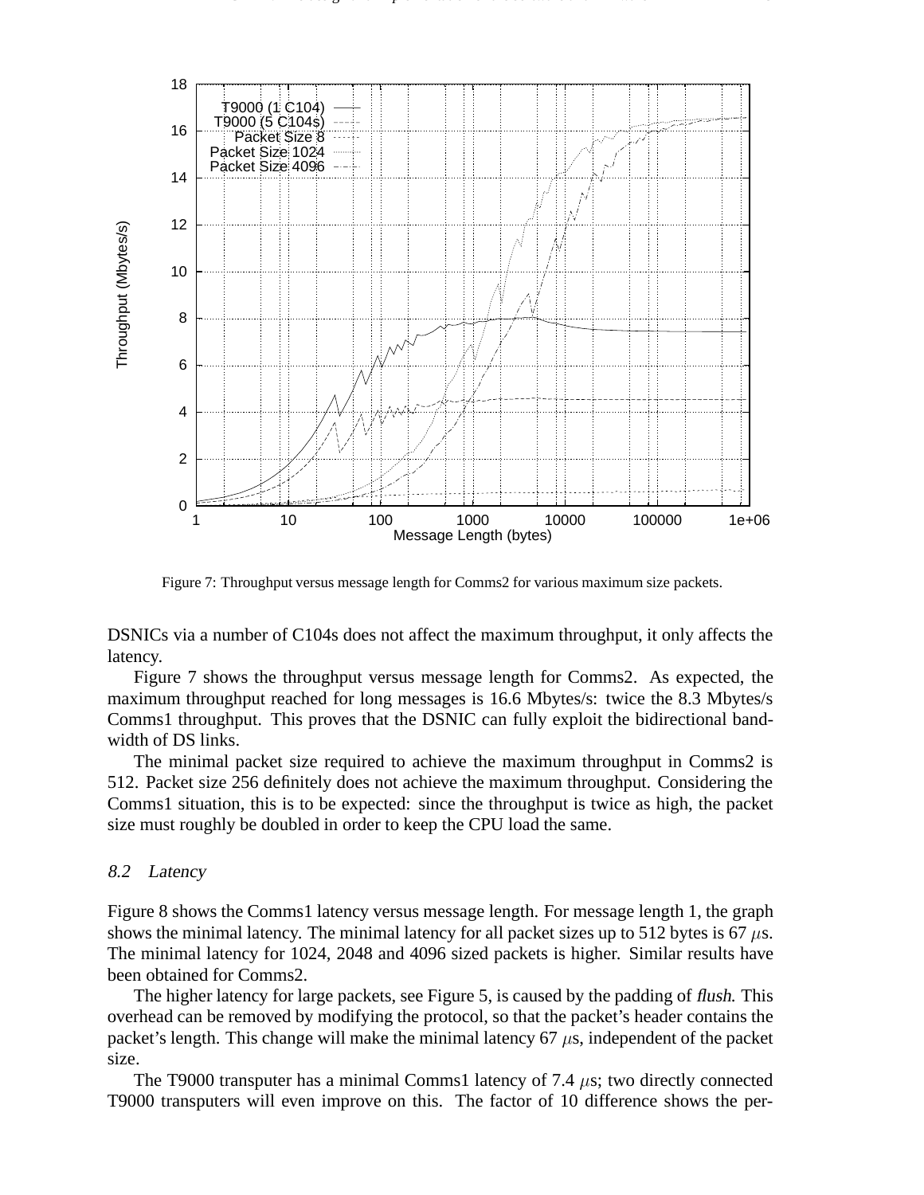Figure 7: Throughput versus message length for Comms2 for various maximum size packets.

DSNICs via a number of C104s does not affect the maximum throughput, it only affects the latency.

Figure 7 shows the throughput versus message length for Comms2. As expected, the maximum throughput reached for long messages is 16.6 Mbytes/s: twice the 8.3 Mbytes/s Comms1 throughput. This proves that the DSNIC can fully exploit the bidirectional bandwidth of DS links.

The minimal packet size required to achieve the maximum throughput in Comms2 is 512. Packet size 256 definitely does not achieve the maximum throughput. Considering the Comms1 situation, this is to be expected: since the throughput is twice as high, the packet size must roughly be doubled in order to keep the CPU load the same.

### *8.2 Latency*

Figure 8 shows the Comms1 latency versus message length. For message length 1, the graph shows the minimal latency. The minimal latency for all packet sizes up to 512 bytes is 67 $\mu$s. The minimal latency for 1024, 2048 and 4096 sized packets is higher. Similar results have been obtained for Comms2.

The higher latency for large packets, see Figure 5, is caused by the padding of *flush*. This overhead can be removed by modifying the protocol, so that the packet's header contains the packet's length. This change will make the minimal latency 67 $\mu$s, independent of the packet size.

The T9000 transputer has a minimal Comms1 latency of 7.4 $\mu$s; two directly connected T9000 transputers will even improve on this. The factor of 10 difference shows the per-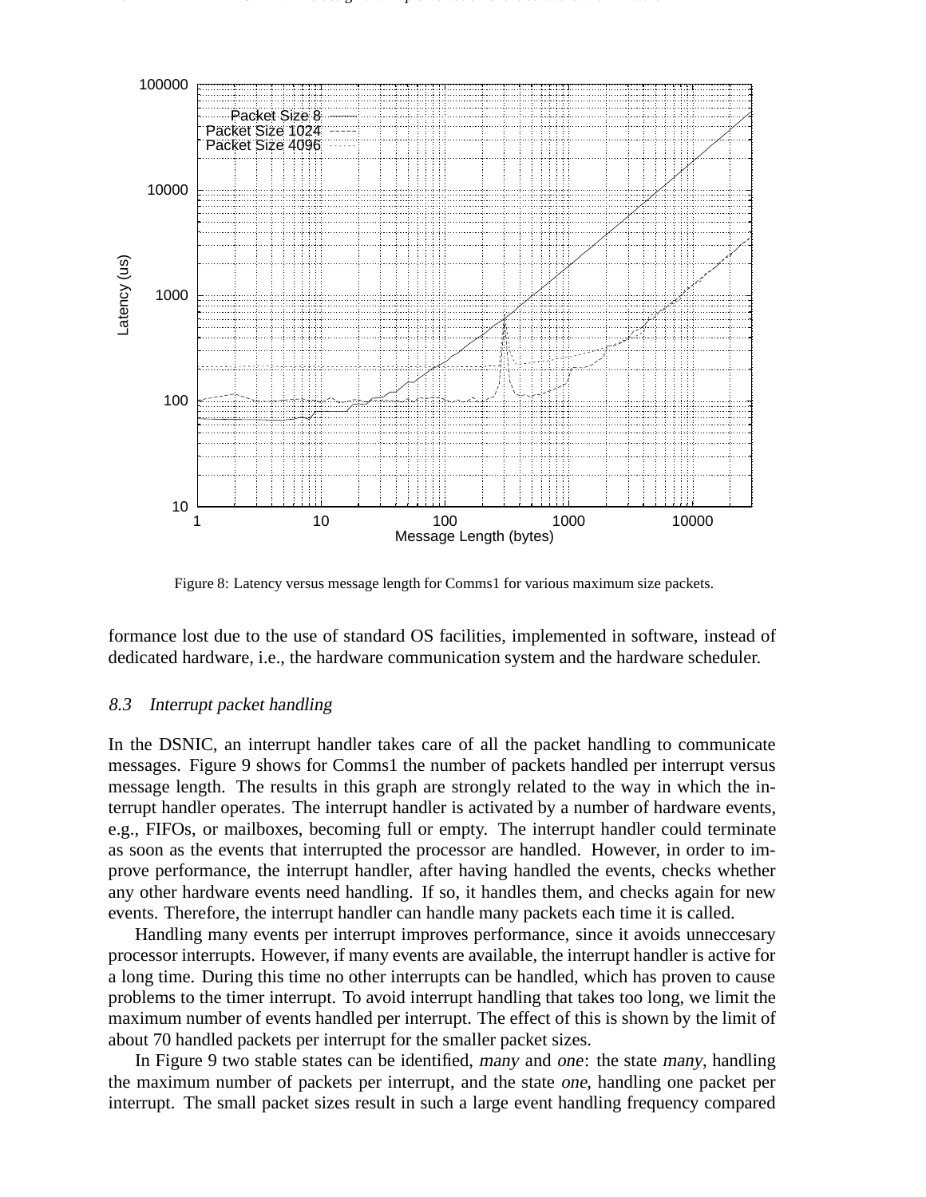Figure 8: Latency versus message length for Comms1 for various maximum size packets.

formance lost due to the use of standard OS facilities, implemented in software, instead of dedicated hardware, i.e., the hardware communication system and the hardware scheduler.

### 8.3 *Interrupt packet handling*

In the DSNIC, an interrupt handler takes care of all the packet handling to communicate messages. Figure 9 shows for Comms1 the number of packets handled per interrupt versus message length. The results in this graph are strongly related to the way in which the interrupt handler operates. The interrupt handler is activated by a number of hardware events, e.g., FIFOs, or mailboxes, becoming full or empty. The interrupt handler could terminate as soon as the events that interrupted the processor are handled. However, in order to improve performance, the interrupt handler, after having handled the events, checks whether any other hardware events need handling. If so, it handles them, and checks again for new events. Therefore, the interrupt handler can handle many packets each time it is called.

Handling many events per interrupt improves performance, since it avoids unneccesary processor interrupts. However, if many events are available, the interrupt handler is active for a long time. During this time no other interrupts can be handled, which has proven to cause problems to the timer interrupt. To avoid interrupt handling that takes too long, we limit the maximum number of events handled per interrupt. The effect of this is shown by the limit of about 70 handled packets per interrupt for the smaller packet sizes.

In Figure 9 two stable states can be identified, *many* and *one*: the state *many*, handling the maximum number of packets per interrupt, and the state *one*, handling one packet per interrupt. The small packet sizes result in such a large event handling frequency compared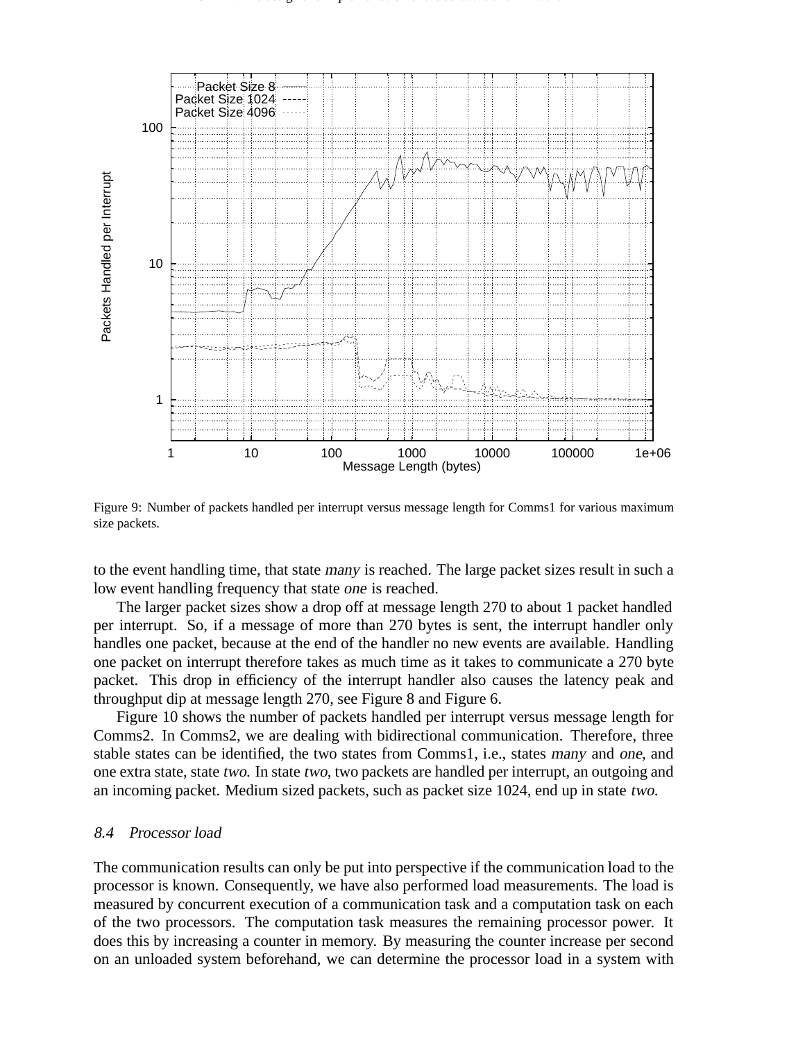Figure 9: Number of packets handled per interrupt versus message length for Comms1 for various maximum size packets.

to the event handling time, that state *many* is reached. The large packet sizes result in such a low event handling frequency that state *one* is reached.

The larger packet sizes show a drop off at message length 270 to about 1 packet handled per interrupt. So, if a message of more than 270 bytes is sent, the interrupt handler only handles one packet, because at the end of the handler no new events are available. Handling one packet on interrupt therefore takes as much time as it takes to communicate a 270 byte packet. This drop in efficiency of the interrupt handler also causes the latency peak and throughput dip at message length 270, see Figure 8 and Figure 6.

Figure 10 shows the number of packets handled per interrupt versus message length for Comms2. In Comms2, we are dealing with bidirectional communication. Therefore, three stable states can be identified, the two states from Comms1, i.e., states *many* and *one*, and one extra state, state *two*. In state *two*, two packets are handled per interrupt, an outgoing and an incoming packet. Medium sized packets, such as packet size 1024, end up in state *two*.

### 8.4 Processor load

The communication results can only be put into perspective if the communication load to the processor is known. Consequently, we have also performed load measurements. The load is measured by concurrent execution of a communication task and a computation task on each of the two processors. The computation task measures the remaining processor power. It does this by increasing a counter in memory. By measuring the counter increase per second on an unloaded system beforehand, we can determine the processor load in a system with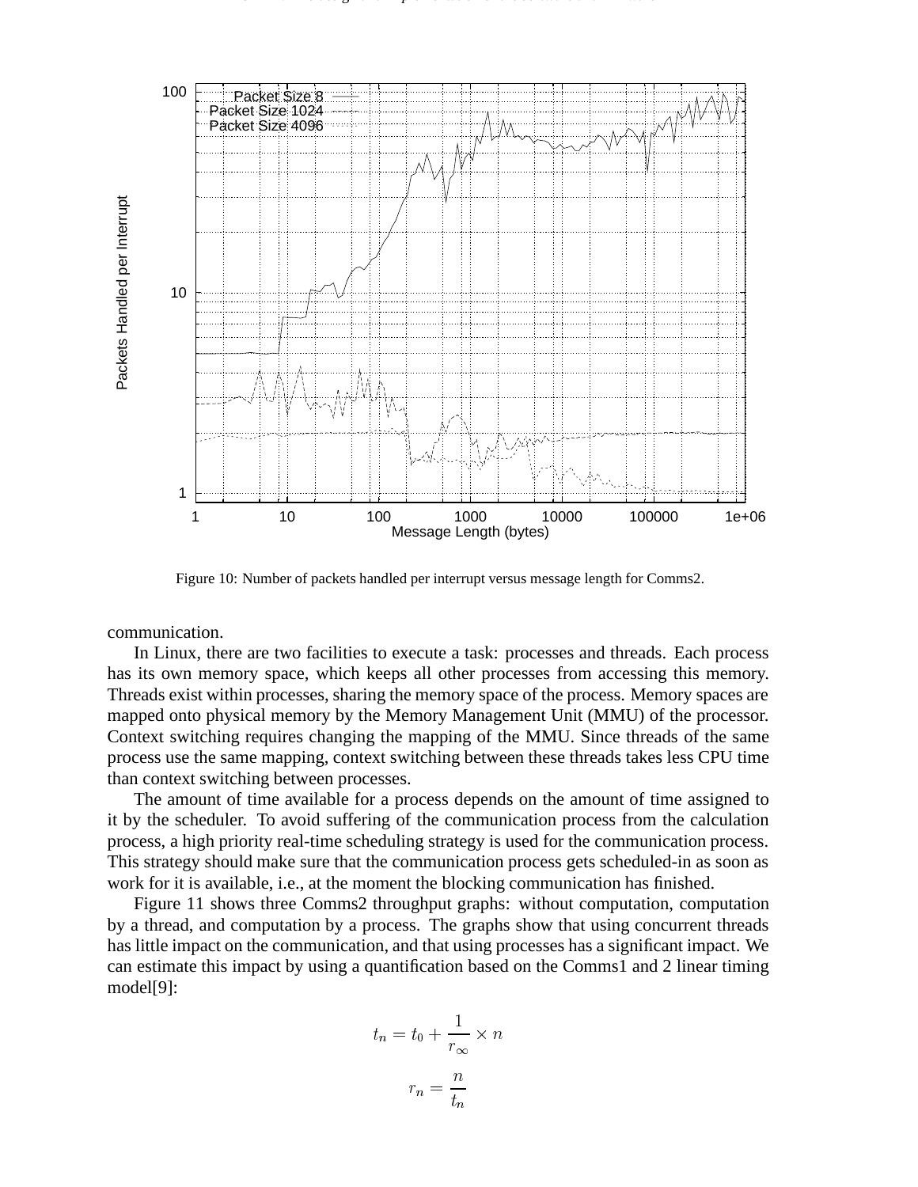Figure 10: Number of packets handled per interrupt versus message length for Comms2.

communication.

In Linux, there are two facilities to execute a task: processes and threads. Each process has its own memory space, which keeps all other processes from accessing this memory. Threads exist within processes, sharing the memory space of the process. Memory spaces are mapped onto physical memory by the Memory Management Unit (MMU) of the processor. Context switching requires changing the mapping of the MMU. Since threads of the same process use the same mapping, context switching between these threads takes less CPU time than context switching between processes.

The amount of time available for a process depends on the amount of time assigned to it by the scheduler. To avoid suffering of the communication process from the calculation process, a high priority real-time scheduling strategy is used for the communication process. This strategy should make sure that the communication process gets scheduled-in as soon as work for it is available, i.e., at the moment the blocking communication has finished.

Figure 11 shows three Comms2 throughput graphs: without computation, computation by a thread, and computation by a process. The graphs show that using concurrent threads has little impact on the communication, and that using processes has a significant impact. We can estimate this impact by using a quantification based on the Comms1 and 2 linear timing model[9]:

$$t_n = t_0 + \frac{1}{r_\infty} \times n$$

$$r_n = \frac{n}{t_n}$$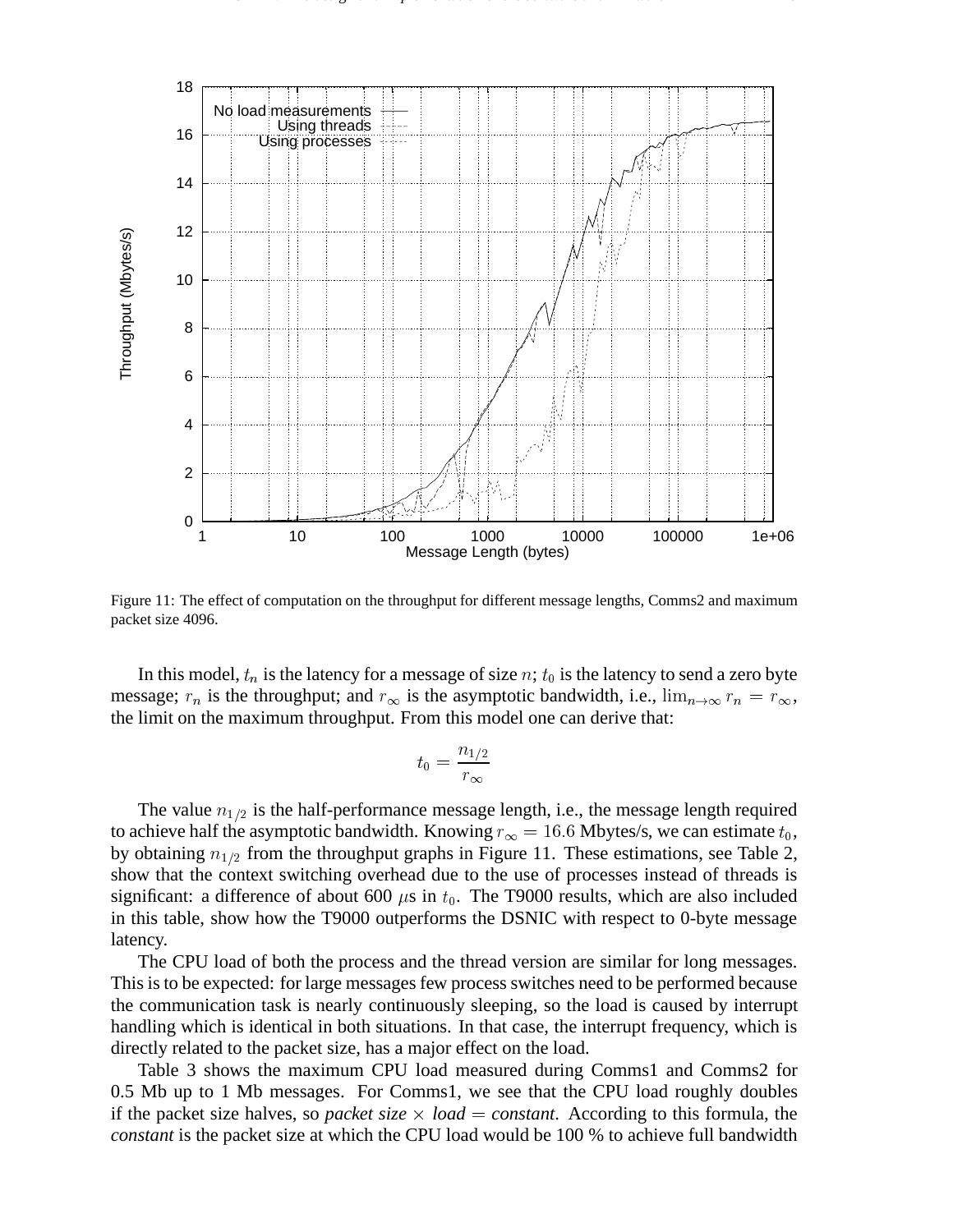Figure 11: The effect of computation on the throughput for different message lengths, Comms2 and maximum packet size 4096.

In this model, $t_n$ is the latency for a message of size $n$; $t_0$ is the latency to send a zero byte message; $r_n$ is the throughput; and $r_\infty$ is the asymptotic bandwidth, i.e., $\lim_{n\to\infty} r_n = r_\infty$, the limit on the maximum throughput. From this model one can derive that:

$$t_0 = \frac{n_{1/2}}{r_\infty}$$

The value $n_{1/2}$ is the half-performance message length, i.e., the message length required to achieve half the asymptotic bandwidth. Knowing $r_\infty = 16.6$ Mbytes/s, we can estimate $t_0$, by obtaining $n_{1/2}$ from the throughput graphs in Figure 11. These estimations, see Table 2, show that the context switching overhead due to the use of processes instead of threads is significant: a difference of about 600 $\mu$s in $t_0$. The T9000 results, which are also included in this table, show how the T9000 outperforms the DSNIC with respect to 0-byte message latency.

The CPU load of both the process and the thread version are similar for long messages. This is to be expected: for large messages few process switches need to be performed because the communication task is nearly continuously sleeping, so the load is caused by interrupt handling which is identical in both situations. In that case, the interrupt frequency, which is directly related to the packet size, has a major effect on the load.

Table 3 shows the maximum CPU load measured during Comms1 and Comms2 for 0.5 Mb up to 1 Mb messages. For Comms1, we see that the CPU load roughly doubles if the packet size halves, so *packet size* $\times$ *load* = *constant*. According to this formula, the *constant* is the packet size at which the CPU load would be 100 % to achieve full bandwidth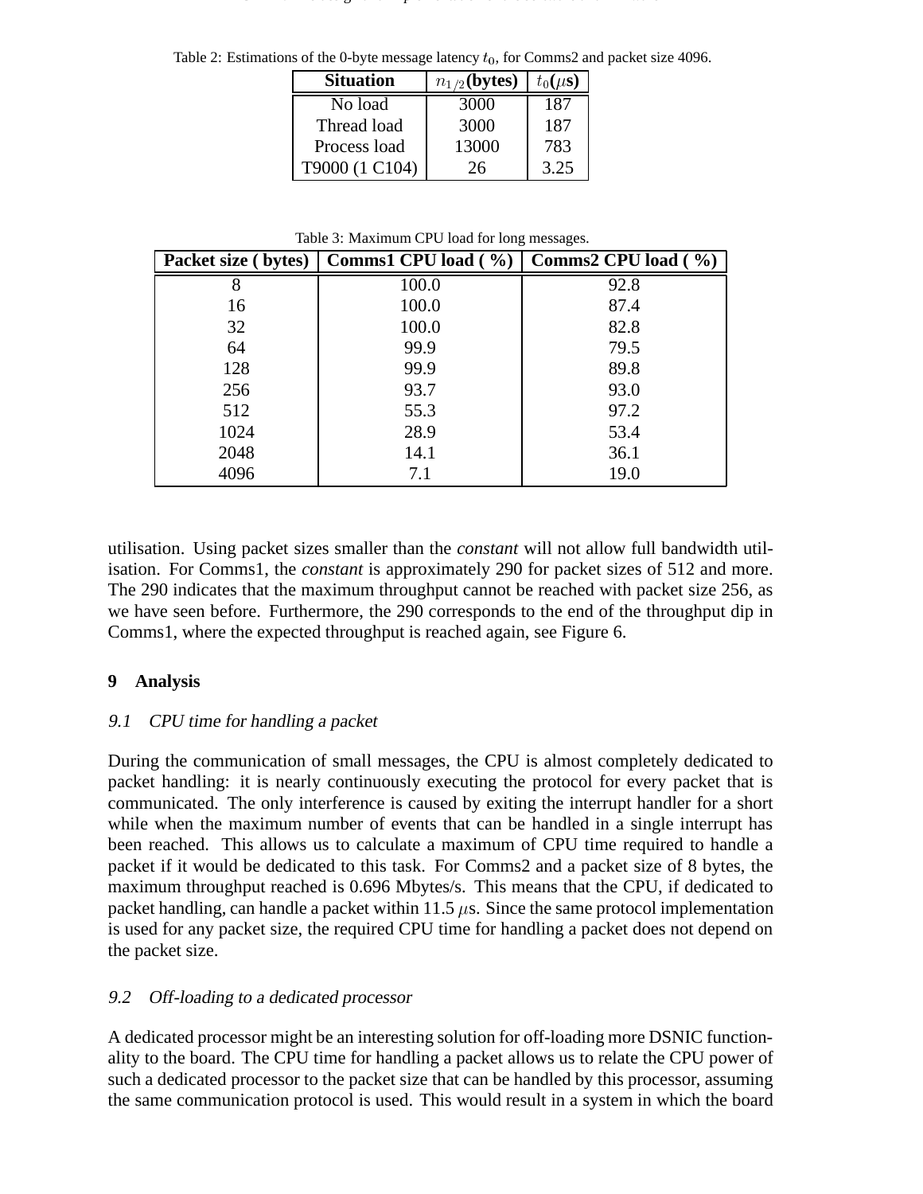Table 2: Estimations of the 0-byte message latency $t_0$, for Comms2 and packet size 4096.

| **Situation** | $n_{1/2}$**(bytes)** | $t_0(\mu$**s)** |
|---|---|---|
| No load | 3000 | 187 |
| Thread load | 3000 | 187 |
| Process load | 13000 | 783 |
| T9000 (1 C104) | 26 | 3.25 |

Table 3: Maximum CPU load for long messages.

| **Packet size ( bytes)** | **Comms1 CPU load ( %)** | **Comms2 CPU load ( %)** |
|---|---|---|
| 8 | 100.0 | 92.8 |
| 16 | 100.0 | 87.4 |
| 32 | 100.0 | 82.8 |
| 64 | 99.9 | 79.5 |
| 128 | 99.9 | 89.8 |
| 256 | 93.7 | 93.0 |
| 512 | 55.3 | 97.2 |
| 1024 | 28.9 | 53.4 |
| 2048 | 14.1 | 36.1 |
| 4096 | 7.1 | 19.0 |

utilisation. Using packet sizes smaller than the *constant* will not allow full bandwidth utilisation. For Comms1, the *constant* is approximately 290 for packet sizes of 512 and more. The 290 indicates that the maximum throughput cannot be reached with packet size 256, as we have seen before. Furthermore, the 290 corresponds to the end of the throughput dip in Comms1, where the expected throughput is reached again, see Figure 6.

## 9 Analysis

### 9.1 CPU time for handling a packet

During the communication of small messages, the CPU is almost completely dedicated to packet handling: it is nearly continuously executing the protocol for every packet that is communicated. The only interference is caused by exiting the interrupt handler for a short while when the maximum number of events that can be handled in a single interrupt has been reached. This allows us to calculate a maximum of CPU time required to handle a packet if it would be dedicated to this task. For Comms2 and a packet size of 8 bytes, the maximum throughput reached is 0.696 Mbytes/s. This means that the CPU, if dedicated to packet handling, can handle a packet within 11.5 $\mu$s. Since the same protocol implementation is used for any packet size, the required CPU time for handling a packet does not depend on the packet size.

### 9.2 Off-loading to a dedicated processor

A dedicated processor might be an interesting solution for off-loading more DSNIC functionality to the board. The CPU time for handling a packet allows us to relate the CPU power of such a dedicated processor to the packet size that can be handled by this processor, assuming the same communication protocol is used. This would result in a system in which the board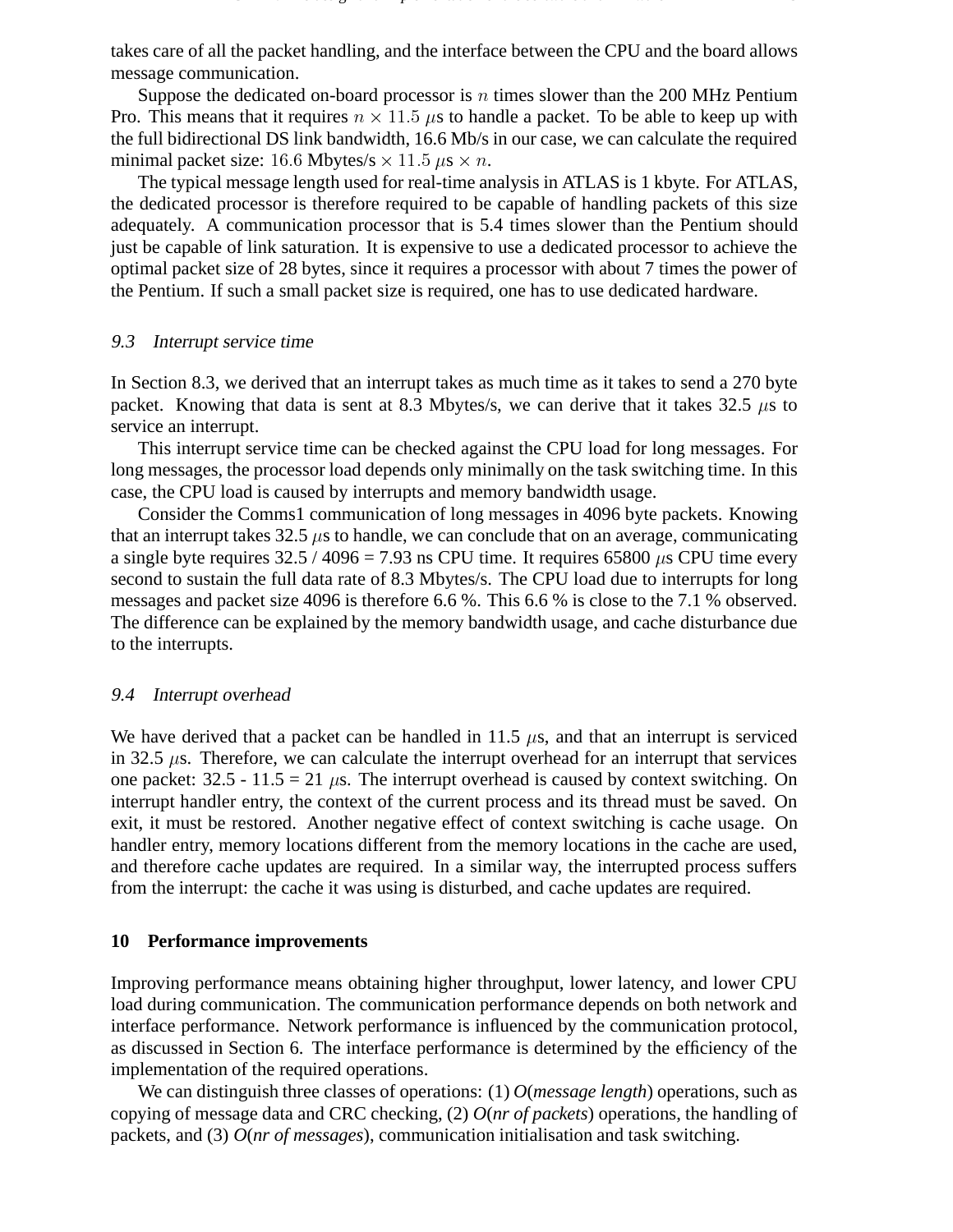takes care of all the packet handling, and the interface between the CPU and the board allows message communication.

Suppose the dedicated on-board processor is $n$ times slower than the 200 MHz Pentium Pro. This means that it requires $n \times 11.5$ $\mu$s to handle a packet. To be able to keep up with the full bidirectional DS link bandwidth, 16.6 Mb/s in our case, we can calculate the required minimal packet size: $16.6$ Mbytes/s $\times$ $11.5$ $\mu$s $\times$ $n$.

The typical message length used for real-time analysis in ATLAS is 1 kbyte. For ATLAS, the dedicated processor is therefore required to be capable of handling packets of this size adequately. A communication processor that is 5.4 times slower than the Pentium should just be capable of link saturation. It is expensive to use a dedicated processor to achieve the optimal packet size of 28 bytes, since it requires a processor with about 7 times the power of the Pentium. If such a small packet size is required, one has to use dedicated hardware.

### *9.3 Interrupt service time*

In Section 8.3, we derived that an interrupt takes as much time as it takes to send a 270 byte packet. Knowing that data is sent at 8.3 Mbytes/s, we can derive that it takes 32.5 $\mu$s to service an interrupt.

This interrupt service time can be checked against the CPU load for long messages. For long messages, the processor load depends only minimally on the task switching time. In this case, the CPU load is caused by interrupts and memory bandwidth usage.

Consider the Comms1 communication of long messages in 4096 byte packets. Knowing that an interrupt takes 32.5 $\mu$s to handle, we can conclude that on an average, communicating a single byte requires 32.5 / 4096 = 7.93 ns CPU time. It requires 65800 $\mu$s CPU time every second to sustain the full data rate of 8.3 Mbytes/s. The CPU load due to interrupts for long messages and packet size 4096 is therefore 6.6 %. This 6.6 % is close to the 7.1 % observed. The difference can be explained by the memory bandwidth usage, and cache disturbance due to the interrupts.

### *9.4 Interrupt overhead*

We have derived that a packet can be handled in 11.5 $\mu$s, and that an interrupt is serviced in 32.5 $\mu$s. Therefore, we can calculate the interrupt overhead for an interrupt that services one packet: 32.5 - 11.5 = 21 $\mu$s. The interrupt overhead is caused by context switching. On interrupt handler entry, the context of the current process and its thread must be saved. On exit, it must be restored. Another negative effect of context switching is cache usage. On handler entry, memory locations different from the memory locations in the cache are used, and therefore cache updates are required. In a similar way, the interrupted process suffers from the interrupt: the cache it was using is disturbed, and cache updates are required.

## 10 Performance improvements

Improving performance means obtaining higher throughput, lower latency, and lower CPU load during communication. The communication performance depends on both network and interface performance. Network performance is influenced by the communication protocol, as discussed in Section 6. The interface performance is determined by the efficiency of the implementation of the required operations.

We can distinguish three classes of operations: (1) *O*(*message length*) operations, such as copying of message data and CRC checking, (2) *O*(*nr of packets*) operations, the handling of packets, and (3) *O*(*nr of messages*), communication initialisation and task switching.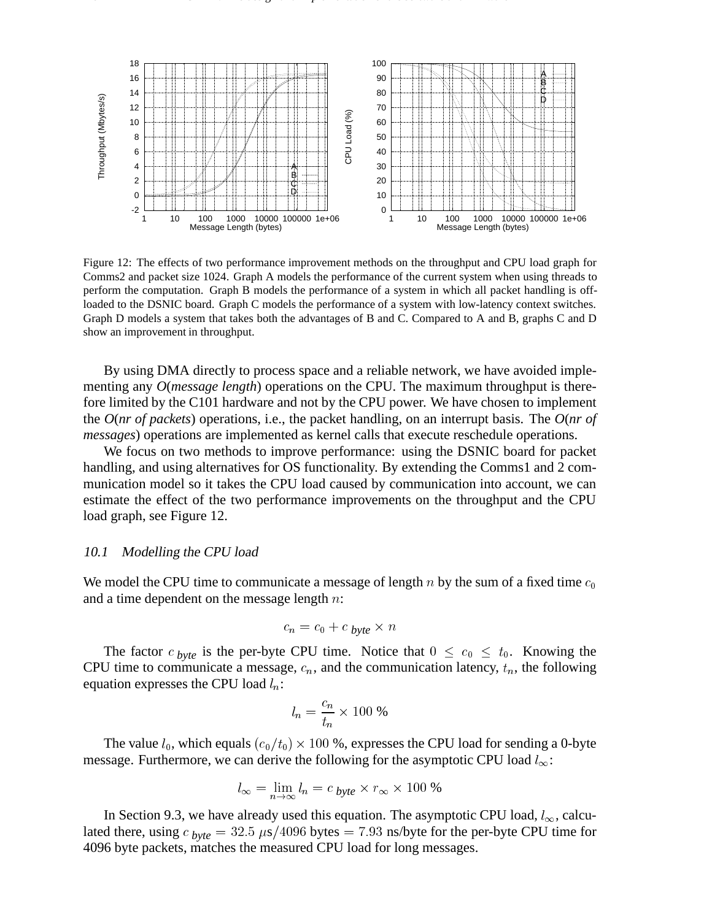Figure 12: The effects of two performance improvement methods on the throughput and CPU load graph for Comms2 and packet size 1024. Graph A models the performance of the current system when using threads to perform the computation. Graph B models the performance of a system in which all packet handling is off-loaded to the DSNIC board. Graph C models the performance of a system with low-latency context switches. Graph D models a system that takes both the advantages of B and C. Compared to A and B, graphs C and D show an improvement in throughput.

By using DMA directly to process space and a reliable network, we have avoided implementing any *O*(*message length*) operations on the CPU. The maximum throughput is therefore limited by the C101 hardware and not by the CPU power. We have chosen to implement the *O*(*nr of packets*) operations, i.e., the packet handling, on an interrupt basis. The *O*(*nr of messages*) operations are implemented as kernel calls that execute reschedule operations.

We focus on two methods to improve performance: using the DSNIC board for packet handling, and using alternatives for OS functionality. By extending the Comms1 and 2 communication model so it takes the CPU load caused by communication into account, we can estimate the effect of the two performance improvements on the throughput and the CPU load graph, see Figure 12.

### 10.1 Modelling the CPU load

We model the CPU time to communicate a message of length $n$ by the sum of a fixed time $c_0$ and a time dependent on the message length $n$:

$$c_n = c_0 + c_{\,byte} \times n$$

The factor $c_{\,byte}$ is the per-byte CPU time. Notice that $0 \leq c_0 \leq t_0$. Knowing the CPU time to communicate a message, $c_n$, and the communication latency, $t_n$, the following equation expresses the CPU load $l_n$:

$$l_n = \frac{c_n}{t_n} \times 100 \ \%$$

The value $l_0$, which equals $(c_0/t_0) \times 100$ %, expresses the CPU load for sending a 0-byte message. Furthermore, we can derive the following for the asymptotic CPU load $l_\infty$:

$$l_\infty = \lim_{n \to \infty} l_n = c_{\,byte} \times r_\infty \times 100 \ \%$$

In Section 9.3, we have already used this equation. The asymptotic CPU load, $l_\infty$, calculated there, using $c_{\,byte} = 32.5\ \mu\text{s}/4096$ bytes $= 7.93$ ns/byte for the per-byte CPU time for 4096 byte packets, matches the measured CPU load for long messages.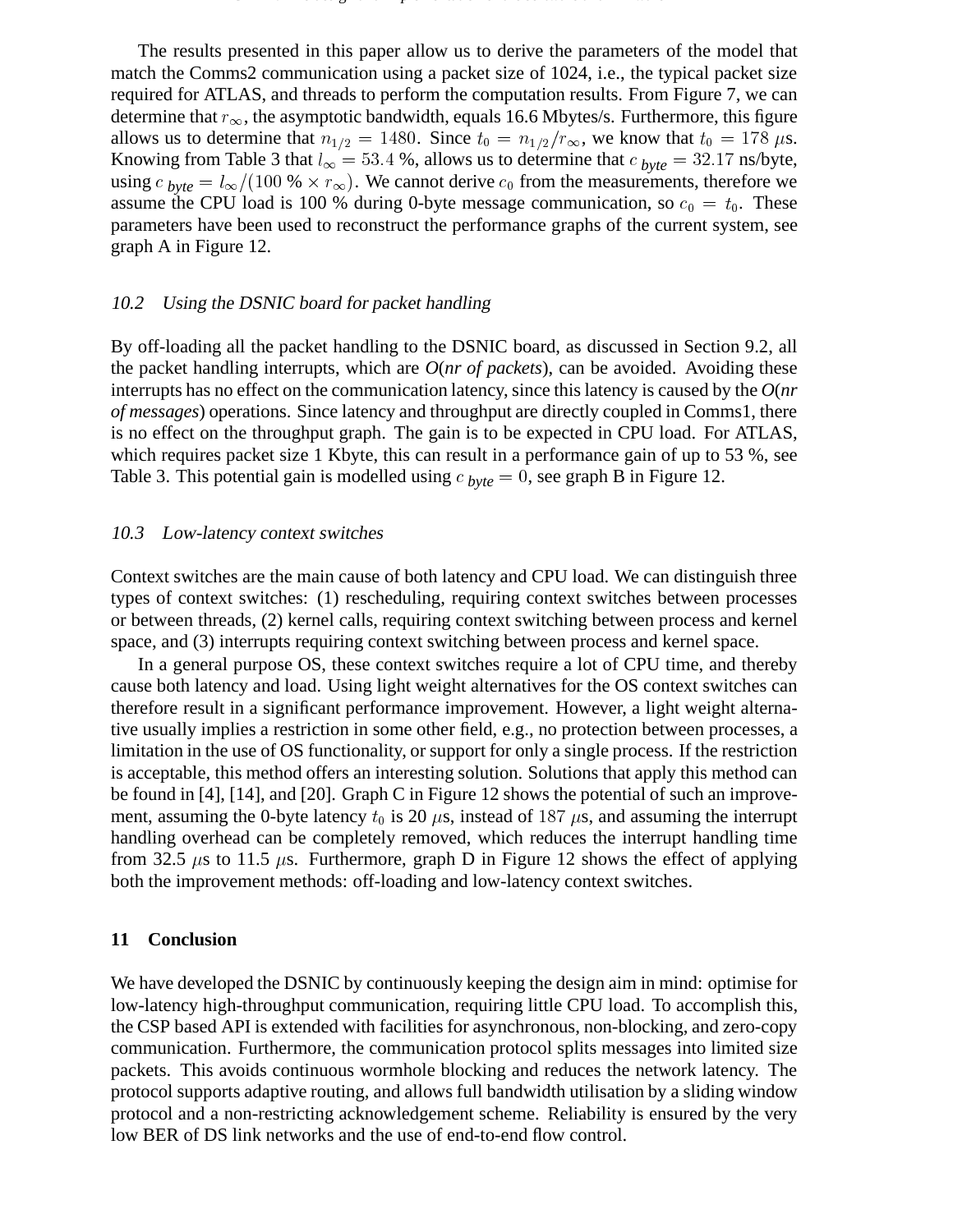The results presented in this paper allow us to derive the parameters of the model that match the Comms2 communication using a packet size of 1024, i.e., the typical packet size required for ATLAS, and threads to perform the computation results. From Figure 7, we can determine that $r_\infty$, the asymptotic bandwidth, equals 16.6 Mbytes/s. Furthermore, this figure allows us to determine that $n_{1/2} = 1480$. Since $t_0 = n_{1/2}/r_\infty$, we know that $t_0 = 178\ \mu$s. Knowing from Table 3 that $l_\infty = 53.4$ %, allows us to determine that $c_{byte} = 32.17$ ns/byte, using $c_{byte} = l_\infty/(100\ \% \times r_\infty)$. We cannot derive $c_0$ from the measurements, therefore we assume the CPU load is 100 % during 0-byte message communication, so $c_0 = t_0$. These parameters have been used to reconstruct the performance graphs of the current system, see graph A in Figure 12.

### 10.2 Using the DSNIC board for packet handling

By off-loading all the packet handling to the DSNIC board, as discussed in Section 9.2, all the packet handling interrupts, which are *O*(*nr of packets*), can be avoided. Avoiding these interrupts has no effect on the communication latency, since this latency is caused by the *O*(*nr of messages*) operations. Since latency and throughput are directly coupled in Comms1, there is no effect on the throughput graph. The gain is to be expected in CPU load. For ATLAS, which requires packet size 1 Kbyte, this can result in a performance gain of up to 53 %, see Table 3. This potential gain is modelled using $c_{byte} = 0$, see graph B in Figure 12.

### 10.3 Low-latency context switches

Context switches are the main cause of both latency and CPU load. We can distinguish three types of context switches: (1) rescheduling, requiring context switches between processes or between threads, (2) kernel calls, requiring context switching between process and kernel space, and (3) interrupts requiring context switching between process and kernel space.

In a general purpose OS, these context switches require a lot of CPU time, and thereby cause both latency and load. Using light weight alternatives for the OS context switches can therefore result in a significant performance improvement. However, a light weight alternative usually implies a restriction in some other field, e.g., no protection between processes, a limitation in the use of OS functionality, or support for only a single process. If the restriction is acceptable, this method offers an interesting solution. Solutions that apply this method can be found in [4], [14], and [20]. Graph C in Figure 12 shows the potential of such an improvement, assuming the 0-byte latency $t_0$ is 20 $\mu$s, instead of $187\ \mu$s, and assuming the interrupt handling overhead can be completely removed, which reduces the interrupt handling time from 32.5 $\mu$s to 11.5 $\mu$s. Furthermore, graph D in Figure 12 shows the effect of applying both the improvement methods: off-loading and low-latency context switches.

## 11 Conclusion

We have developed the DSNIC by continuously keeping the design aim in mind: optimise for low-latency high-throughput communication, requiring little CPU load. To accomplish this, the CSP based API is extended with facilities for asynchronous, non-blocking, and zero-copy communication. Furthermore, the communication protocol splits messages into limited size packets. This avoids continuous wormhole blocking and reduces the network latency. The protocol supports adaptive routing, and allows full bandwidth utilisation by a sliding window protocol and a non-restricting acknowledgement scheme. Reliability is ensured by the very low BER of DS link networks and the use of end-to-end flow control.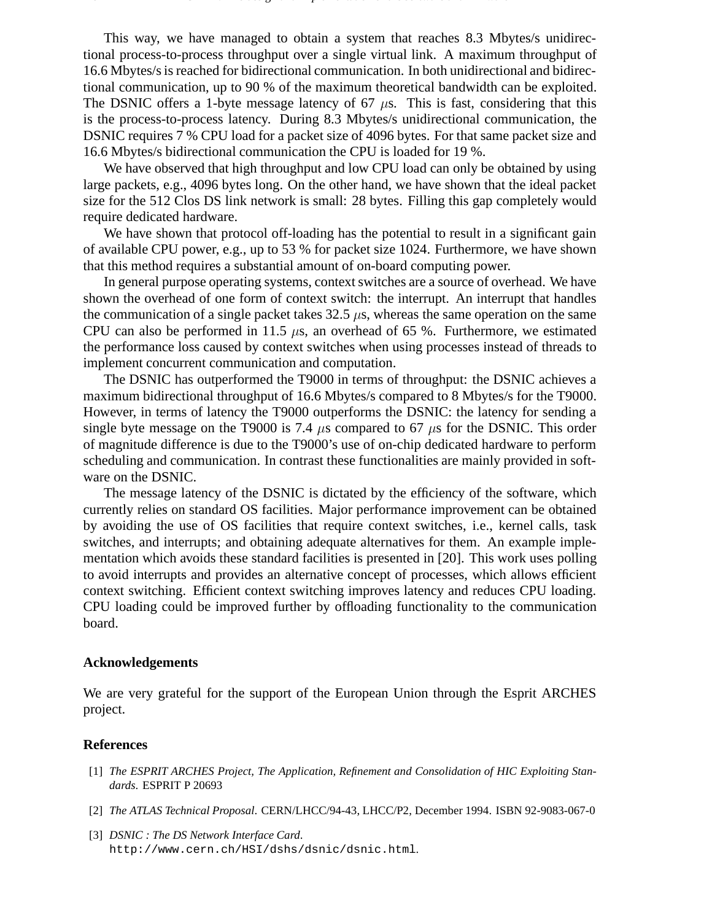This way, we have managed to obtain a system that reaches 8.3 Mbytes/s unidirectional process-to-process throughput over a single virtual link. A maximum throughput of 16.6 Mbytes/s is reached for bidirectional communication. In both unidirectional and bidirectional communication, up to 90 % of the maximum theoretical bandwidth can be exploited. The DSNIC offers a 1-byte message latency of 67 $\mu$s. This is fast, considering that this is the process-to-process latency. During 8.3 Mbytes/s unidirectional communication, the DSNIC requires 7 % CPU load for a packet size of 4096 bytes. For that same packet size and 16.6 Mbytes/s bidirectional communication the CPU is loaded for 19 %.

We have observed that high throughput and low CPU load can only be obtained by using large packets, e.g., 4096 bytes long. On the other hand, we have shown that the ideal packet size for the 512 Clos DS link network is small: 28 bytes. Filling this gap completely would require dedicated hardware.

We have shown that protocol off-loading has the potential to result in a significant gain of available CPU power, e.g., up to 53 % for packet size 1024. Furthermore, we have shown that this method requires a substantial amount of on-board computing power.

In general purpose operating systems, context switches are a source of overhead. We have shown the overhead of one form of context switch: the interrupt. An interrupt that handles the communication of a single packet takes 32.5 $\mu$s, whereas the same operation on the same CPU can also be performed in 11.5 $\mu$s, an overhead of 65 %. Furthermore, we estimated the performance loss caused by context switches when using processes instead of threads to implement concurrent communication and computation.

The DSNIC has outperformed the T9000 in terms of throughput: the DSNIC achieves a maximum bidirectional throughput of 16.6 Mbytes/s compared to 8 Mbytes/s for the T9000. However, in terms of latency the T9000 outperforms the DSNIC: the latency for sending a single byte message on the T9000 is 7.4 $\mu$s compared to 67 $\mu$s for the DSNIC. This order of magnitude difference is due to the T9000's use of on-chip dedicated hardware to perform scheduling and communication. In contrast these functionalities are mainly provided in software on the DSNIC.

The message latency of the DSNIC is dictated by the efficiency of the software, which currently relies on standard OS facilities. Major performance improvement can be obtained by avoiding the use of OS facilities that require context switches, i.e., kernel calls, task switches, and interrupts; and obtaining adequate alternatives for them. An example implementation which avoids these standard facilities is presented in [20]. This work uses polling to avoid interrupts and provides an alternative concept of processes, which allows efficient context switching. Efficient context switching improves latency and reduces CPU loading. CPU loading could be improved further by offloading functionality to the communication board.

### Acknowledgements

We are very grateful for the support of the European Union through the Esprit ARCHES project.

### References

[1] *The ESPRIT ARCHES Project, The Application, Refinement and Consolidation of HIC Exploiting Standards.* ESPRIT P 20693

[2] *The ATLAS Technical Proposal*. CERN/LHCC/94-43, LHCC/P2, December 1994. ISBN 92-9083-067-0

[3] *DSNIC : The DS Network Interface Card.* http://www.cern.ch/HSI/dshs/dsnic/dsnic.html.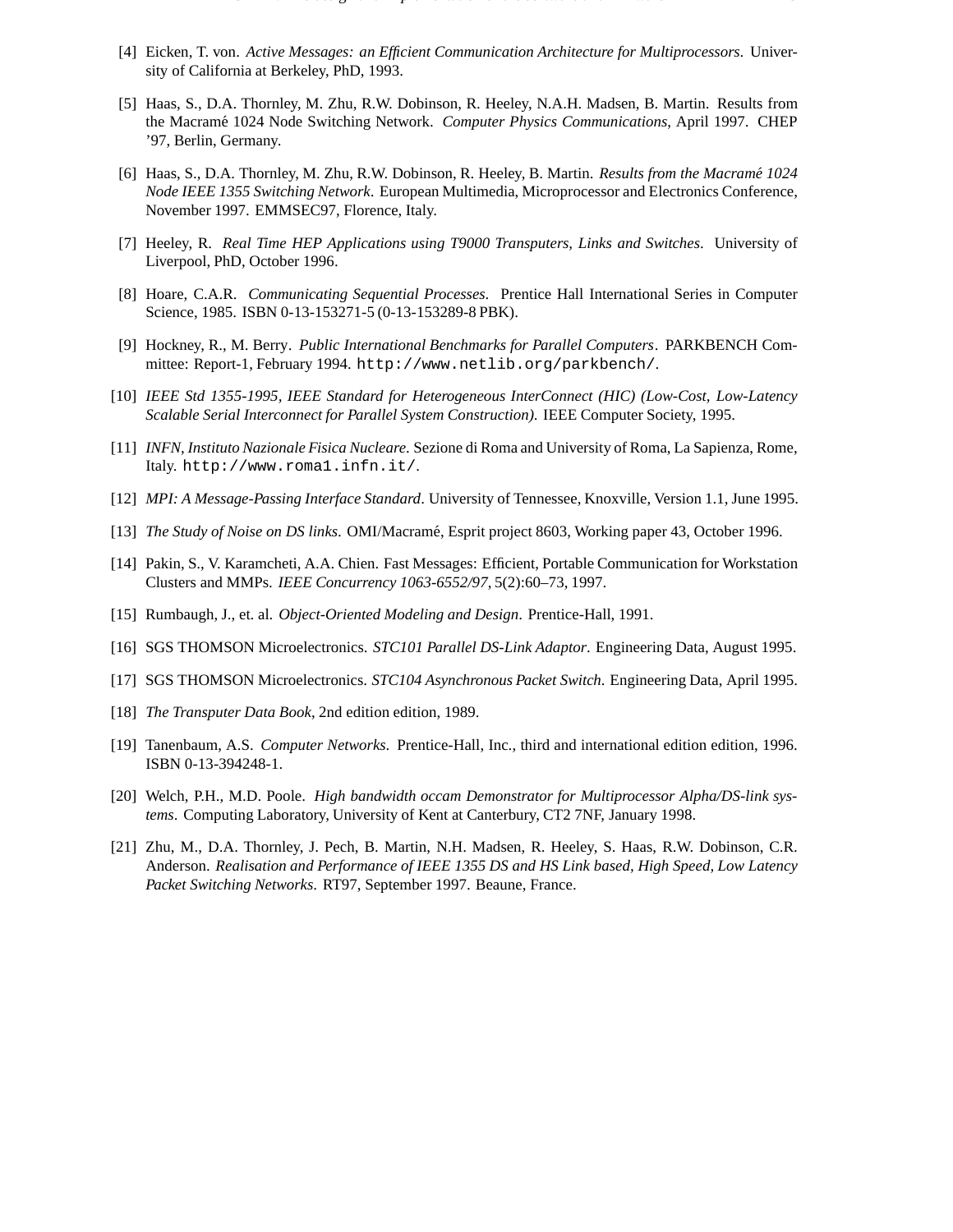[4] Eicken, T. von. *Active Messages: an Efficient Communication Architecture for Multiprocessors*. University of California at Berkeley, PhD, 1993.

[5] Haas, S., D.A. Thornley, M. Zhu, R.W. Dobinson, R. Heeley, N.A.H. Madsen, B. Martin. Results from the Macramé 1024 Node Switching Network. *Computer Physics Communications*, April 1997. CHEP '97, Berlin, Germany.

[6] Haas, S., D.A. Thornley, M. Zhu, R.W. Dobinson, R. Heeley, B. Martin. *Results from the Macramé 1024 Node IEEE 1355 Switching Network*. European Multimedia, Microprocessor and Electronics Conference, November 1997. EMMSEC97, Florence, Italy.

[7] Heeley, R. *Real Time HEP Applications using T9000 Transputers, Links and Switches*. University of Liverpool, PhD, October 1996.

[8] Hoare, C.A.R. *Communicating Sequential Processes*. Prentice Hall International Series in Computer Science, 1985. ISBN 0-13-153271-5 (0-13-153289-8 PBK).

[9] Hockney, R., M. Berry. *Public International Benchmarks for Parallel Computers*. PARKBENCH Committee: Report-1, February 1994. `http://www.netlib.org/parkbench/`.

[10] *IEEE Std 1355-1995, IEEE Standard for Heterogeneous InterConnect (HIC) (Low-Cost, Low-Latency Scalable Serial Interconnect for Parallel System Construction)*. IEEE Computer Society, 1995.

[11] *INFN, Instituto Nazionale Fisica Nucleare*. Sezione di Roma and University of Roma, La Sapienza, Rome, Italy. `http://www.roma1.infn.it/`.

[12] *MPI: A Message-Passing Interface Standard*. University of Tennessee, Knoxville, Version 1.1, June 1995.

[13] *The Study of Noise on DS links*. OMI/Macramé, Esprit project 8603, Working paper 43, October 1996.

[14] Pakin, S., V. Karamcheti, A.A. Chien. Fast Messages: Efficient, Portable Communication for Workstation Clusters and MMPs. *IEEE Concurrency 1063-6552/97*, 5(2):60–73, 1997.

[15] Rumbaugh, J., et. al. *Object-Oriented Modeling and Design*. Prentice-Hall, 1991.

[16] SGS THOMSON Microelectronics. *STC101 Parallel DS-Link Adaptor*. Engineering Data, August 1995.

[17] SGS THOMSON Microelectronics. *STC104 Asynchronous Packet Switch*. Engineering Data, April 1995.

[18] *The Transputer Data Book*, 2nd edition edition, 1989.

[19] Tanenbaum, A.S. *Computer Networks*. Prentice-Hall, Inc., third and international edition edition, 1996. ISBN 0-13-394248-1.

[20] Welch, P.H., M.D. Poole. *High bandwidth occam Demonstrator for Multiprocessor Alpha/DS-link systems*. Computing Laboratory, University of Kent at Canterbury, CT2 7NF, January 1998.

[21] Zhu, M., D.A. Thornley, J. Pech, B. Martin, N.H. Madsen, R. Heeley, S. Haas, R.W. Dobinson, C.R. Anderson. *Realisation and Performance of IEEE 1355 DS and HS Link based, High Speed, Low Latency Packet Switching Networks*. RT97, September 1997. Beaune, France.